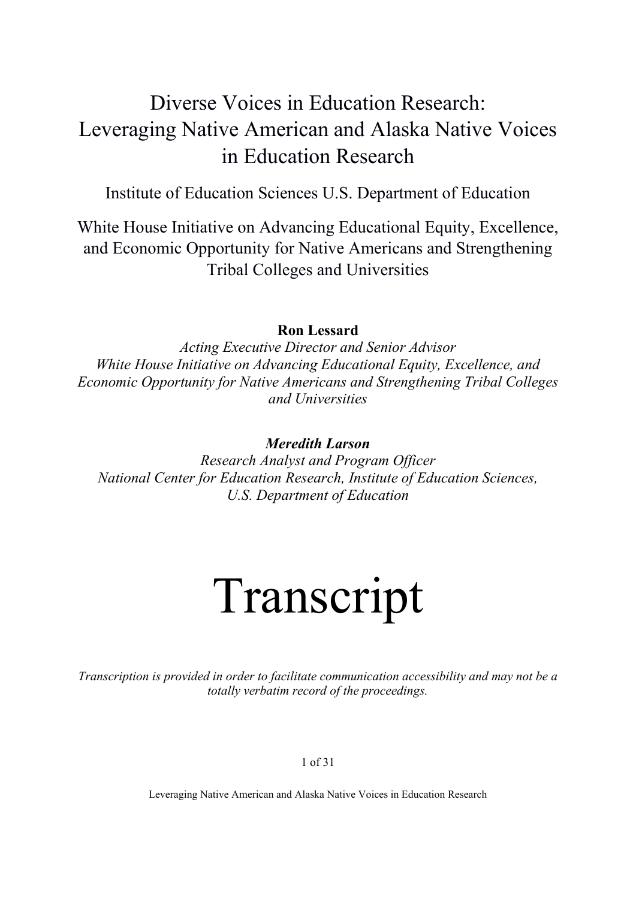# Diverse Voices in Education Research: Leveraging Native American and Alaska Native Voices in Education Research

Institute of Education Sciences U.S. Department of Education

White House Initiative on Advancing Educational Equity, Excellence, and Economic Opportunity for Native Americans and Strengthening Tribal Colleges and Universities

**Ron Lessard**
*Acting Executive Director and Senior Advisor*
*White House Initiative on Advancing Educational Equity, Excellence, and Economic Opportunity for Native Americans and Strengthening Tribal Colleges and Universities*

***Meredith Larson***
*Research Analyst and Program Officer*
*National Center for Education Research, Institute of Education Sciences, U.S. Department of Education*

# Transcript

*Transcription is provided in order to facilitate communication accessibility and may not be a totally verbatim record of the proceedings.*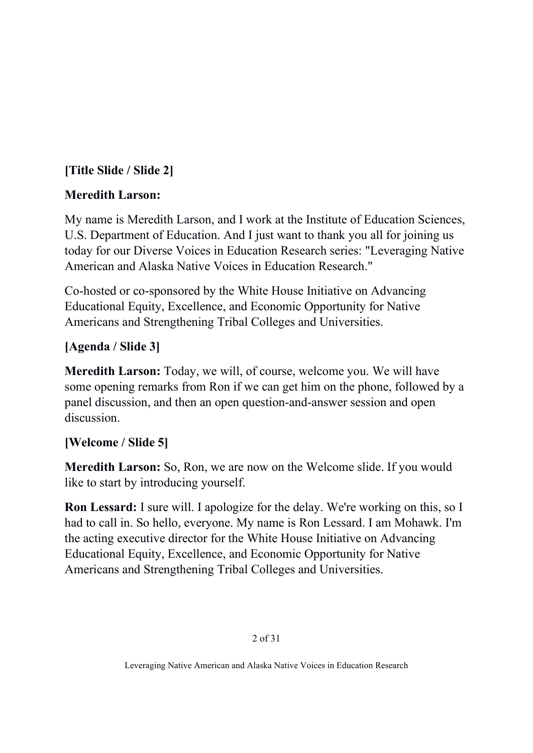**[Title Slide / Slide 2]**

**Meredith Larson:**

My name is Meredith Larson, and I work at the Institute of Education Sciences, U.S. Department of Education. And I just want to thank you all for joining us today for our Diverse Voices in Education Research series: "Leveraging Native American and Alaska Native Voices in Education Research."

Co-hosted or co-sponsored by the White House Initiative on Advancing Educational Equity, Excellence, and Economic Opportunity for Native Americans and Strengthening Tribal Colleges and Universities.

**[Agenda / Slide 3]**

**Meredith Larson:** Today, we will, of course, welcome you. We will have some opening remarks from Ron if we can get him on the phone, followed by a panel discussion, and then an open question-and-answer session and open discussion.

**[Welcome / Slide 5]**

**Meredith Larson:** So, Ron, we are now on the Welcome slide. If you would like to start by introducing yourself.

**Ron Lessard:** I sure will. I apologize for the delay. We're working on this, so I had to call in. So hello, everyone. My name is Ron Lessard. I am Mohawk. I'm the acting executive director for the White House Initiative on Advancing Educational Equity, Excellence, and Economic Opportunity for Native Americans and Strengthening Tribal Colleges and Universities.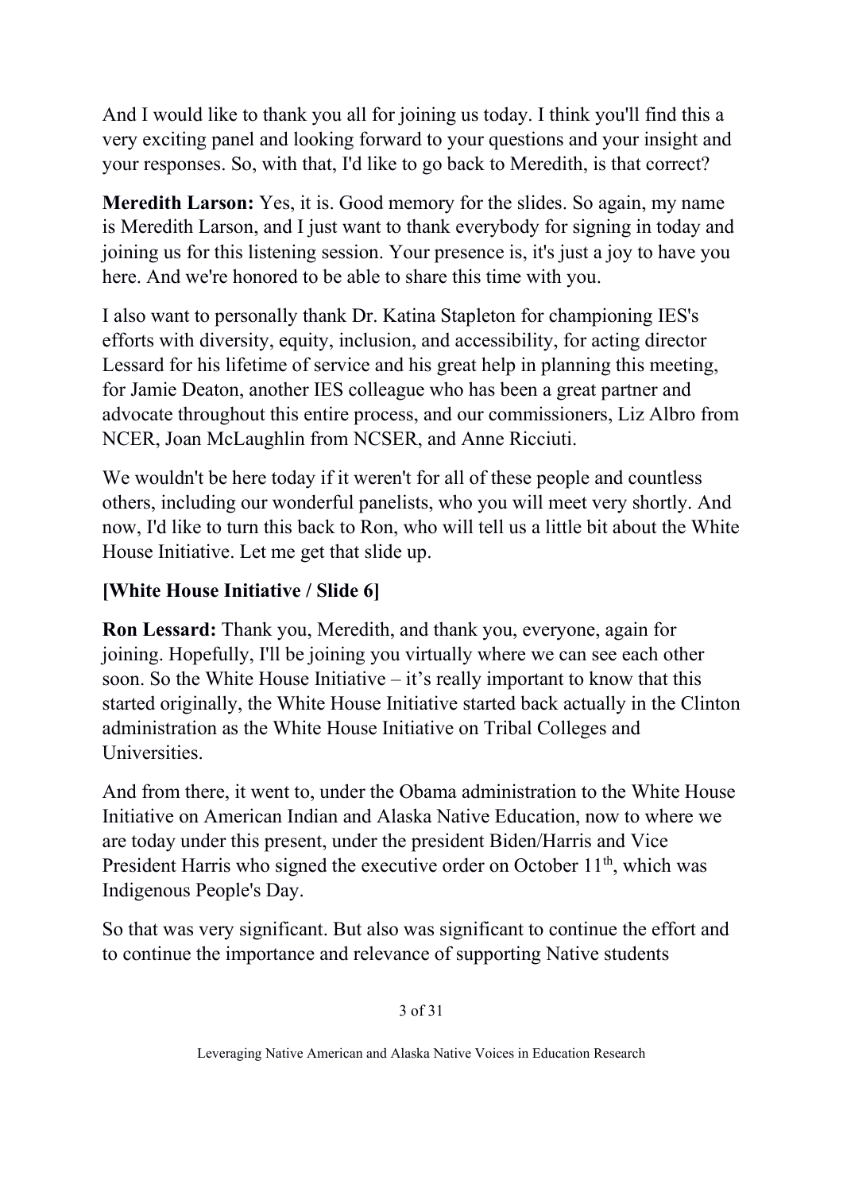And I would like to thank you all for joining us today. I think you'll find this a very exciting panel and looking forward to your questions and your insight and your responses. So, with that, I'd like to go back to Meredith, is that correct?

**Meredith Larson:** Yes, it is. Good memory for the slides. So again, my name is Meredith Larson, and I just want to thank everybody for signing in today and joining us for this listening session. Your presence is, it's just a joy to have you here. And we're honored to be able to share this time with you.

I also want to personally thank Dr. Katina Stapleton for championing IES's efforts with diversity, equity, inclusion, and accessibility, for acting director Lessard for his lifetime of service and his great help in planning this meeting, for Jamie Deaton, another IES colleague who has been a great partner and advocate throughout this entire process, and our commissioners, Liz Albro from NCER, Joan McLaughlin from NCSER, and Anne Ricciuti.

We wouldn't be here today if it weren't for all of these people and countless others, including our wonderful panelists, who you will meet very shortly. And now, I'd like to turn this back to Ron, who will tell us a little bit about the White House Initiative. Let me get that slide up.

**[White House Initiative / Slide 6]**

**Ron Lessard:** Thank you, Meredith, and thank you, everyone, again for joining. Hopefully, I'll be joining you virtually where we can see each other soon. So the White House Initiative – it's really important to know that this started originally, the White House Initiative started back actually in the Clinton administration as the White House Initiative on Tribal Colleges and Universities.

And from there, it went to, under the Obama administration to the White House Initiative on American Indian and Alaska Native Education, now to where we are today under this present, under the president Biden/Harris and Vice President Harris who signed the executive order on October 11th, which was Indigenous People's Day.

So that was very significant. But also was significant to continue the effort and to continue the importance and relevance of supporting Native students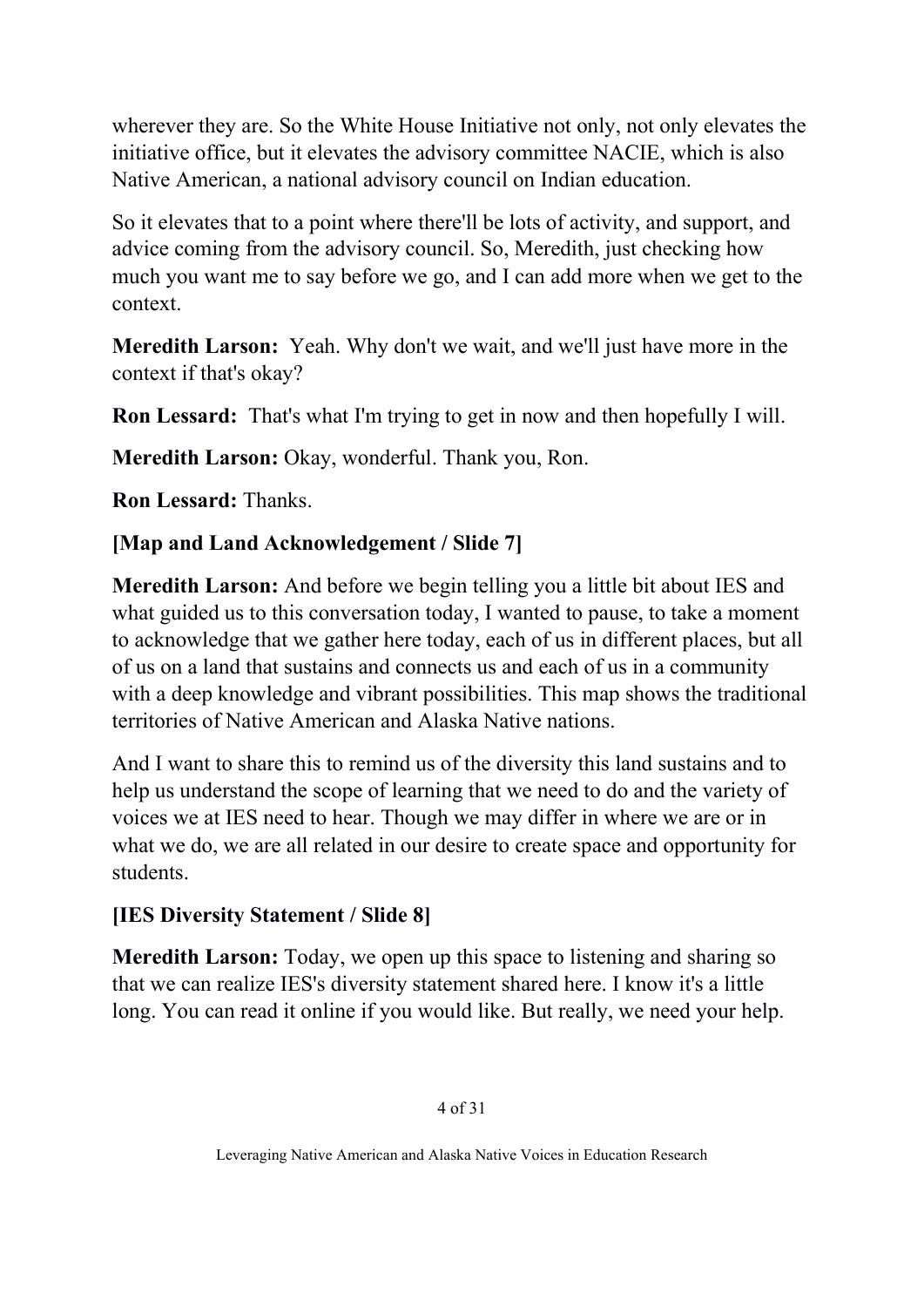wherever they are. So the White House Initiative not only, not only elevates the initiative office, but it elevates the advisory committee NACIE, which is also Native American, a national advisory council on Indian education.

So it elevates that to a point where there'll be lots of activity, and support, and advice coming from the advisory council. So, Meredith, just checking how much you want me to say before we go, and I can add more when we get to the context.

**Meredith Larson:** Yeah. Why don't we wait, and we'll just have more in the context if that's okay?

**Ron Lessard:** That's what I'm trying to get in now and then hopefully I will.

**Meredith Larson:** Okay, wonderful. Thank you, Ron.

**Ron Lessard:** Thanks.

**[Map and Land Acknowledgement / Slide 7]**

**Meredith Larson:** And before we begin telling you a little bit about IES and what guided us to this conversation today, I wanted to pause, to take a moment to acknowledge that we gather here today, each of us in different places, but all of us on a land that sustains and connects us and each of us in a community with a deep knowledge and vibrant possibilities. This map shows the traditional territories of Native American and Alaska Native nations.

And I want to share this to remind us of the diversity this land sustains and to help us understand the scope of learning that we need to do and the variety of voices we at IES need to hear. Though we may differ in where we are or in what we do, we are all related in our desire to create space and opportunity for students.

**[IES Diversity Statement / Slide 8]**

**Meredith Larson:** Today, we open up this space to listening and sharing so that we can realize IES's diversity statement shared here. I know it's a little long. You can read it online if you would like. But really, we need your help.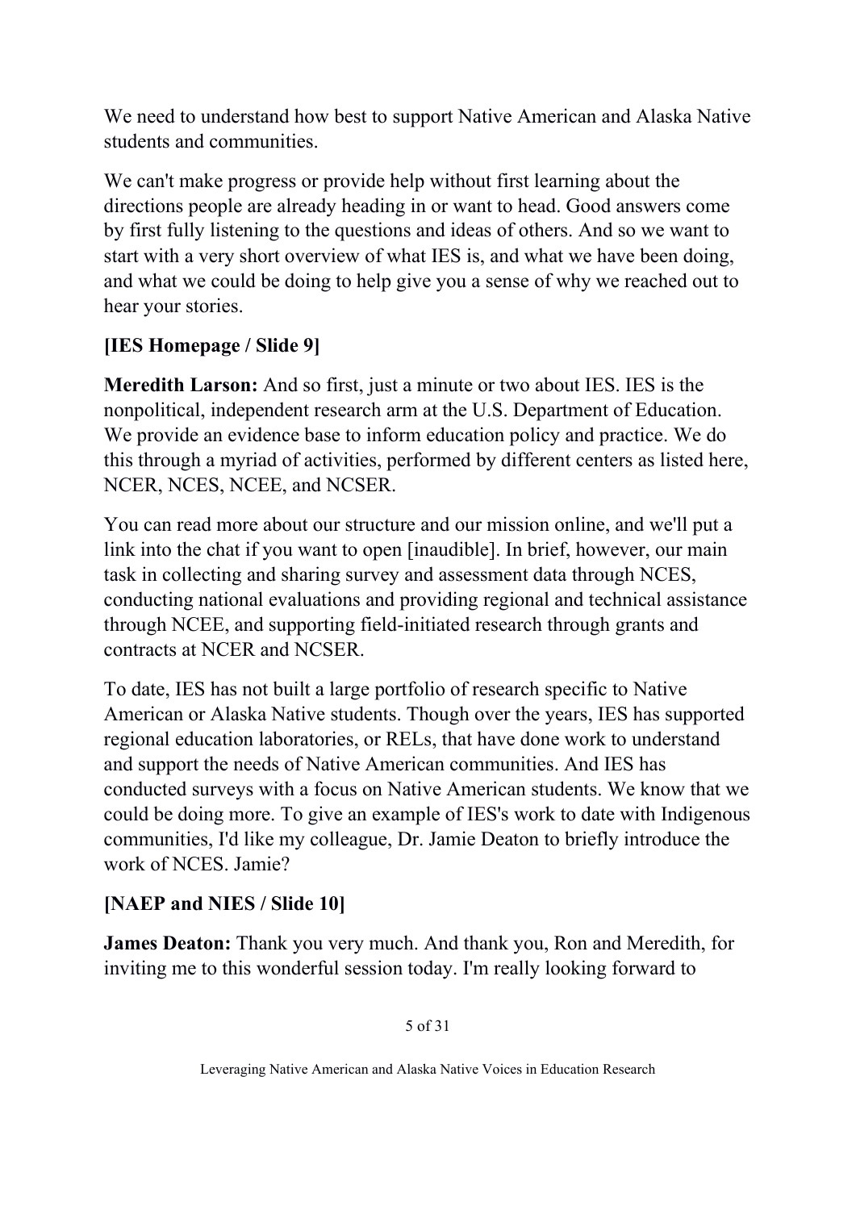We need to understand how best to support Native American and Alaska Native students and communities.

We can't make progress or provide help without first learning about the directions people are already heading in or want to head. Good answers come by first fully listening to the questions and ideas of others. And so we want to start with a very short overview of what IES is, and what we have been doing, and what we could be doing to help give you a sense of why we reached out to hear your stories.

**[IES Homepage / Slide 9]**

**Meredith Larson:** And so first, just a minute or two about IES. IES is the nonpolitical, independent research arm at the U.S. Department of Education. We provide an evidence base to inform education policy and practice. We do this through a myriad of activities, performed by different centers as listed here, NCER, NCES, NCEE, and NCSER.

You can read more about our structure and our mission online, and we'll put a link into the chat if you want to open [inaudible]. In brief, however, our main task in collecting and sharing survey and assessment data through NCES, conducting national evaluations and providing regional and technical assistance through NCEE, and supporting field-initiated research through grants and contracts at NCER and NCSER.

To date, IES has not built a large portfolio of research specific to Native American or Alaska Native students. Though over the years, IES has supported regional education laboratories, or RELs, that have done work to understand and support the needs of Native American communities. And IES has conducted surveys with a focus on Native American students. We know that we could be doing more. To give an example of IES's work to date with Indigenous communities, I'd like my colleague, Dr. Jamie Deaton to briefly introduce the work of NCES. Jamie?

**[NAEP and NIES / Slide 10]**

**James Deaton:** Thank you very much. And thank you, Ron and Meredith, for inviting me to this wonderful session today. I'm really looking forward to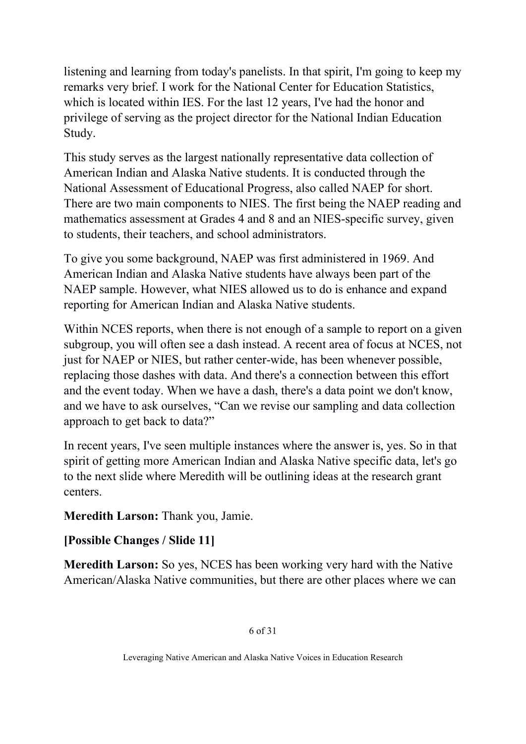listening and learning from today's panelists. In that spirit, I'm going to keep my remarks very brief. I work for the National Center for Education Statistics, which is located within IES. For the last 12 years, I've had the honor and privilege of serving as the project director for the National Indian Education Study.

This study serves as the largest nationally representative data collection of American Indian and Alaska Native students. It is conducted through the National Assessment of Educational Progress, also called NAEP for short. There are two main components to NIES. The first being the NAEP reading and mathematics assessment at Grades 4 and 8 and an NIES-specific survey, given to students, their teachers, and school administrators.

To give you some background, NAEP was first administered in 1969. And American Indian and Alaska Native students have always been part of the NAEP sample. However, what NIES allowed us to do is enhance and expand reporting for American Indian and Alaska Native students.

Within NCES reports, when there is not enough of a sample to report on a given subgroup, you will often see a dash instead. A recent area of focus at NCES, not just for NAEP or NIES, but rather center-wide, has been whenever possible, replacing those dashes with data. And there's a connection between this effort and the event today. When we have a dash, there's a data point we don't know, and we have to ask ourselves, "Can we revise our sampling and data collection approach to get back to data?"

In recent years, I've seen multiple instances where the answer is, yes. So in that spirit of getting more American Indian and Alaska Native specific data, let's go to the next slide where Meredith will be outlining ideas at the research grant centers.

**Meredith Larson:** Thank you, Jamie.

**[Possible Changes / Slide 11]**

**Meredith Larson:** So yes, NCES has been working very hard with the Native American/Alaska Native communities, but there are other places where we can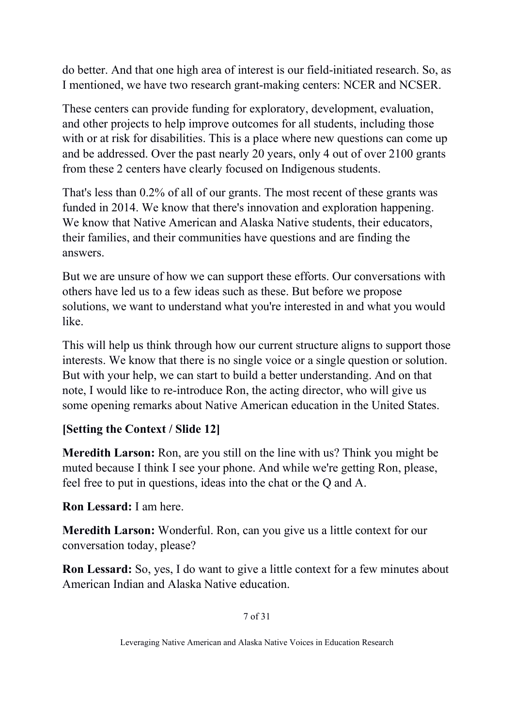do better. And that one high area of interest is our field-initiated research. So, as I mentioned, we have two research grant-making centers: NCER and NCSER.

These centers can provide funding for exploratory, development, evaluation, and other projects to help improve outcomes for all students, including those with or at risk for disabilities. This is a place where new questions can come up and be addressed. Over the past nearly 20 years, only 4 out of over 2100 grants from these 2 centers have clearly focused on Indigenous students.

That's less than 0.2% of all of our grants. The most recent of these grants was funded in 2014. We know that there's innovation and exploration happening. We know that Native American and Alaska Native students, their educators, their families, and their communities have questions and are finding the answers.

But we are unsure of how we can support these efforts. Our conversations with others have led us to a few ideas such as these. But before we propose solutions, we want to understand what you're interested in and what you would like.

This will help us think through how our current structure aligns to support those interests. We know that there is no single voice or a single question or solution. But with your help, we can start to build a better understanding. And on that note, I would like to re-introduce Ron, the acting director, who will give us some opening remarks about Native American education in the United States.

**[Setting the Context / Slide 12]**

**Meredith Larson:** Ron, are you still on the line with us? Think you might be muted because I think I see your phone. And while we're getting Ron, please, feel free to put in questions, ideas into the chat or the Q and A.

**Ron Lessard:** I am here.

**Meredith Larson:** Wonderful. Ron, can you give us a little context for our conversation today, please?

**Ron Lessard:** So, yes, I do want to give a little context for a few minutes about American Indian and Alaska Native education.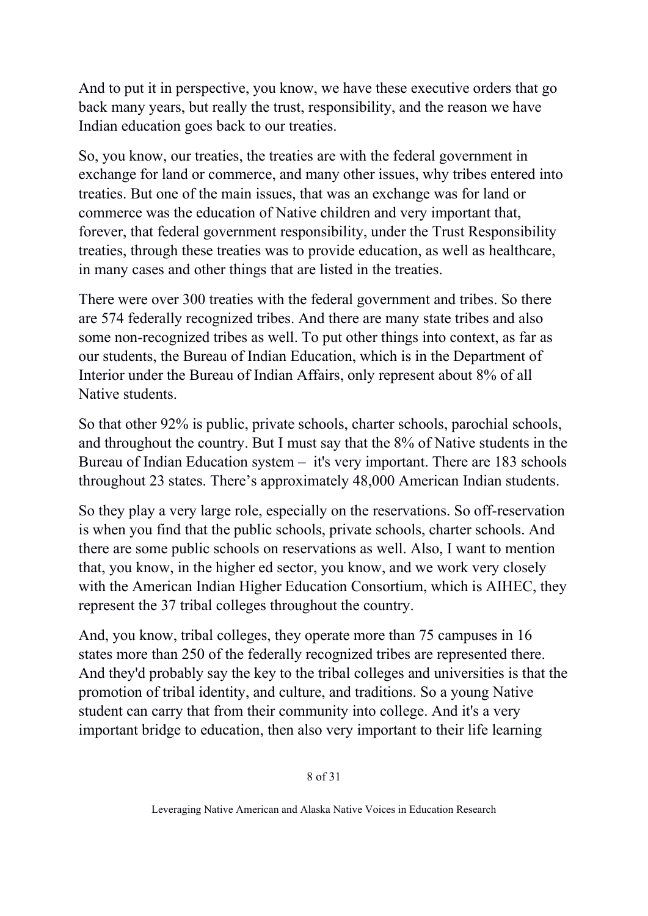And to put it in perspective, you know, we have these executive orders that go back many years, but really the trust, responsibility, and the reason we have Indian education goes back to our treaties.

So, you know, our treaties, the treaties are with the federal government in exchange for land or commerce, and many other issues, why tribes entered into treaties. But one of the main issues, that was an exchange was for land or commerce was the education of Native children and very important that, forever, that federal government responsibility, under the Trust Responsibility treaties, through these treaties was to provide education, as well as healthcare, in many cases and other things that are listed in the treaties.

There were over 300 treaties with the federal government and tribes. So there are 574 federally recognized tribes. And there are many state tribes and also some non-recognized tribes as well. To put other things into context, as far as our students, the Bureau of Indian Education, which is in the Department of Interior under the Bureau of Indian Affairs, only represent about 8% of all Native students.

So that other 92% is public, private schools, charter schools, parochial schools, and throughout the country. But I must say that the 8% of Native students in the Bureau of Indian Education system – it's very important. There are 183 schools throughout 23 states. There's approximately 48,000 American Indian students.

So they play a very large role, especially on the reservations. So off-reservation is when you find that the public schools, private schools, charter schools. And there are some public schools on reservations as well. Also, I want to mention that, you know, in the higher ed sector, you know, and we work very closely with the American Indian Higher Education Consortium, which is AIHEC, they represent the 37 tribal colleges throughout the country.

And, you know, tribal colleges, they operate more than 75 campuses in 16 states more than 250 of the federally recognized tribes are represented there. And they'd probably say the key to the tribal colleges and universities is that the promotion of tribal identity, and culture, and traditions. So a young Native student can carry that from their community into college. And it's a very important bridge to education, then also very important to their life learning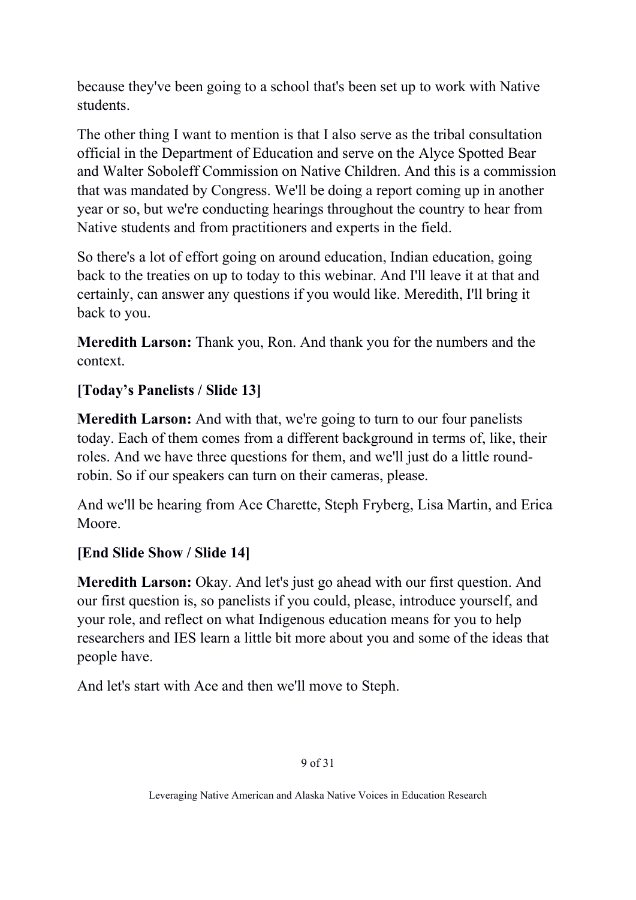because they've been going to a school that's been set up to work with Native students.

The other thing I want to mention is that I also serve as the tribal consultation official in the Department of Education and serve on the Alyce Spotted Bear and Walter Soboleff Commission on Native Children. And this is a commission that was mandated by Congress. We'll be doing a report coming up in another year or so, but we're conducting hearings throughout the country to hear from Native students and from practitioners and experts in the field.

So there's a lot of effort going on around education, Indian education, going back to the treaties on up to today to this webinar. And I'll leave it at that and certainly, can answer any questions if you would like. Meredith, I'll bring it back to you.

**Meredith Larson:** Thank you, Ron. And thank you for the numbers and the context.

**[Today's Panelists / Slide 13]**

**Meredith Larson:** And with that, we're going to turn to our four panelists today. Each of them comes from a different background in terms of, like, their roles. And we have three questions for them, and we'll just do a little round-robin. So if our speakers can turn on their cameras, please.

And we'll be hearing from Ace Charette, Steph Fryberg, Lisa Martin, and Erica Moore.

**[End Slide Show / Slide 14]**

**Meredith Larson:** Okay. And let's just go ahead with our first question. And our first question is, so panelists if you could, please, introduce yourself, and your role, and reflect on what Indigenous education means for you to help researchers and IES learn a little bit more about you and some of the ideas that people have.

And let's start with Ace and then we'll move to Steph.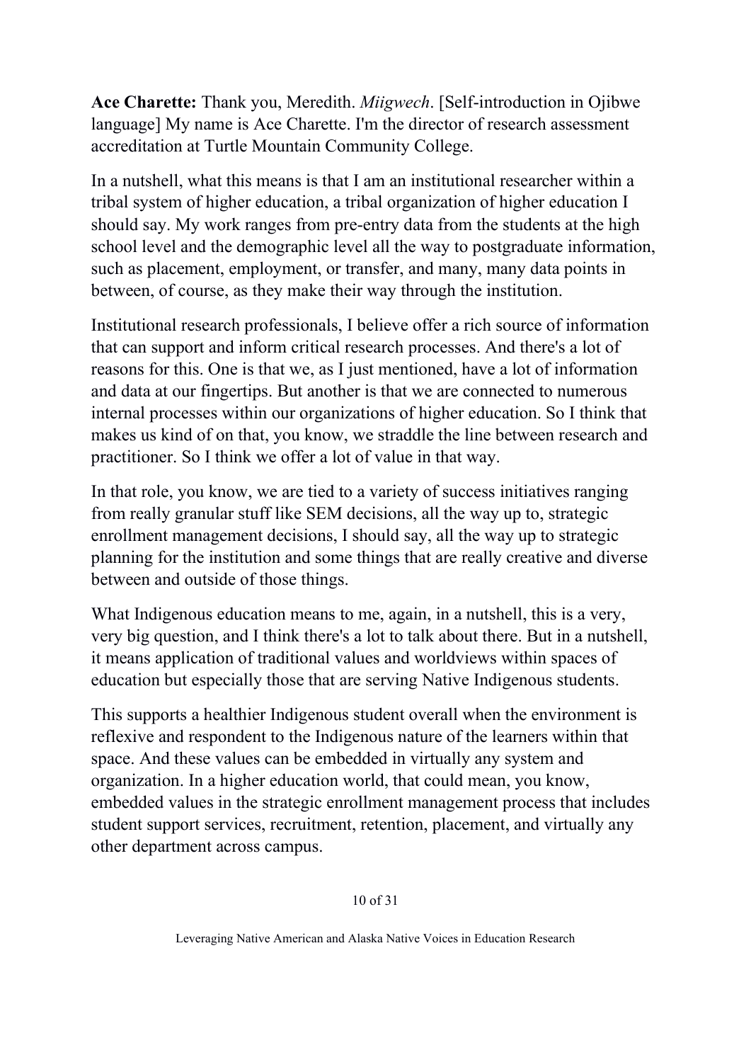**Ace Charette:** Thank you, Meredith. *Miigwech*. [Self-introduction in Ojibwe language] My name is Ace Charette. I'm the director of research assessment accreditation at Turtle Mountain Community College.

In a nutshell, what this means is that I am an institutional researcher within a tribal system of higher education, a tribal organization of higher education I should say. My work ranges from pre-entry data from the students at the high school level and the demographic level all the way to postgraduate information, such as placement, employment, or transfer, and many, many data points in between, of course, as they make their way through the institution.

Institutional research professionals, I believe offer a rich source of information that can support and inform critical research processes. And there's a lot of reasons for this. One is that we, as I just mentioned, have a lot of information and data at our fingertips. But another is that we are connected to numerous internal processes within our organizations of higher education. So I think that makes us kind of on that, you know, we straddle the line between research and practitioner. So I think we offer a lot of value in that way.

In that role, you know, we are tied to a variety of success initiatives ranging from really granular stuff like SEM decisions, all the way up to, strategic enrollment management decisions, I should say, all the way up to strategic planning for the institution and some things that are really creative and diverse between and outside of those things.

What Indigenous education means to me, again, in a nutshell, this is a very, very big question, and I think there's a lot to talk about there. But in a nutshell, it means application of traditional values and worldviews within spaces of education but especially those that are serving Native Indigenous students.

This supports a healthier Indigenous student overall when the environment is reflexive and respondent to the Indigenous nature of the learners within that space. And these values can be embedded in virtually any system and organization. In a higher education world, that could mean, you know, embedded values in the strategic enrollment management process that includes student support services, recruitment, retention, placement, and virtually any other department across campus.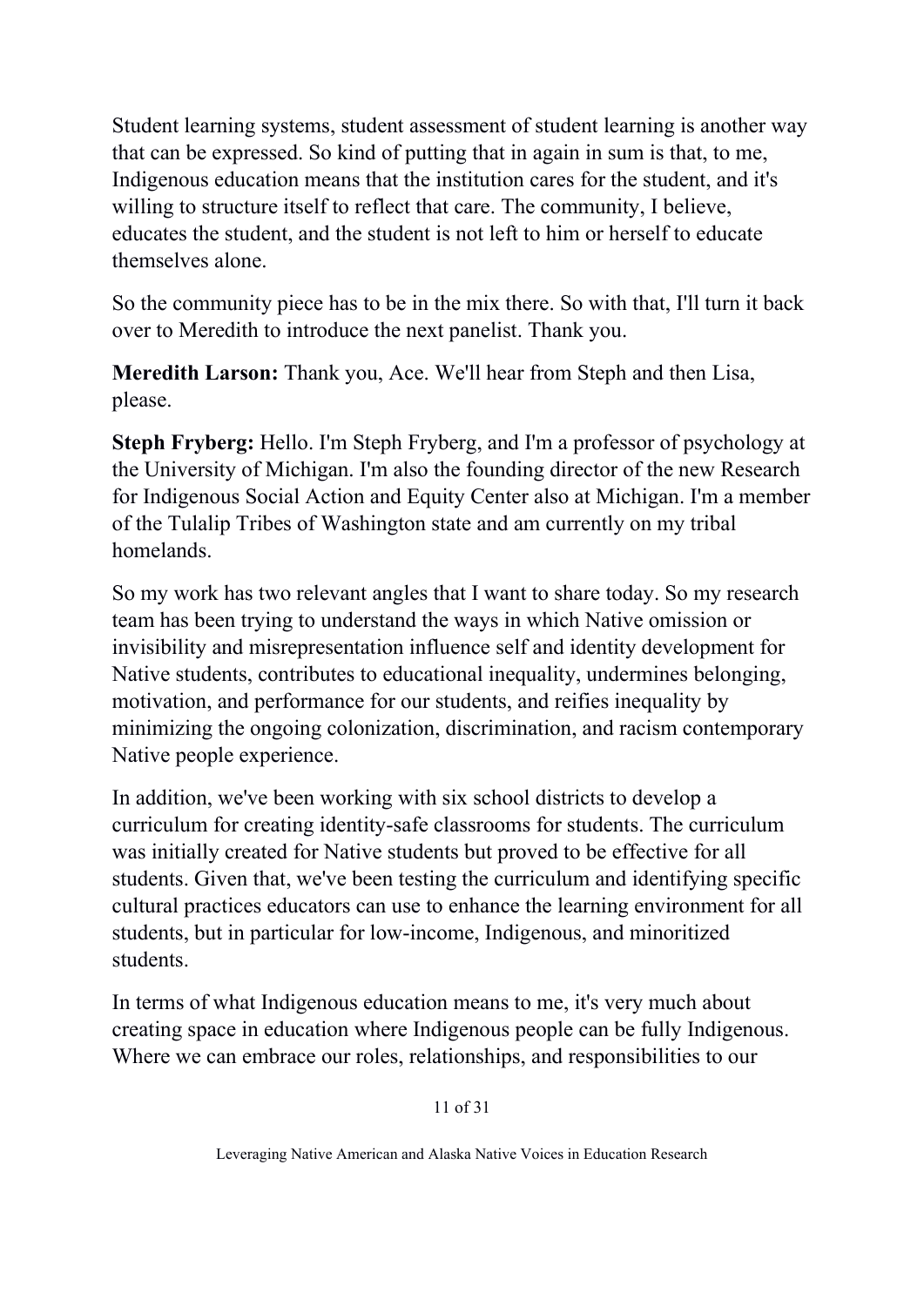Student learning systems, student assessment of student learning is another way that can be expressed. So kind of putting that in again in sum is that, to me, Indigenous education means that the institution cares for the student, and it's willing to structure itself to reflect that care. The community, I believe, educates the student, and the student is not left to him or herself to educate themselves alone.

So the community piece has to be in the mix there. So with that, I'll turn it back over to Meredith to introduce the next panelist. Thank you.

**Meredith Larson:** Thank you, Ace. We'll hear from Steph and then Lisa, please.

**Steph Fryberg:** Hello. I'm Steph Fryberg, and I'm a professor of psychology at the University of Michigan. I'm also the founding director of the new Research for Indigenous Social Action and Equity Center also at Michigan. I'm a member of the Tulalip Tribes of Washington state and am currently on my tribal homelands.

So my work has two relevant angles that I want to share today. So my research team has been trying to understand the ways in which Native omission or invisibility and misrepresentation influence self and identity development for Native students, contributes to educational inequality, undermines belonging, motivation, and performance for our students, and reifies inequality by minimizing the ongoing colonization, discrimination, and racism contemporary Native people experience.

In addition, we've been working with six school districts to develop a curriculum for creating identity-safe classrooms for students. The curriculum was initially created for Native students but proved to be effective for all students. Given that, we've been testing the curriculum and identifying specific cultural practices educators can use to enhance the learning environment for all students, but in particular for low-income, Indigenous, and minoritized students.

In terms of what Indigenous education means to me, it's very much about creating space in education where Indigenous people can be fully Indigenous. Where we can embrace our roles, relationships, and responsibilities to our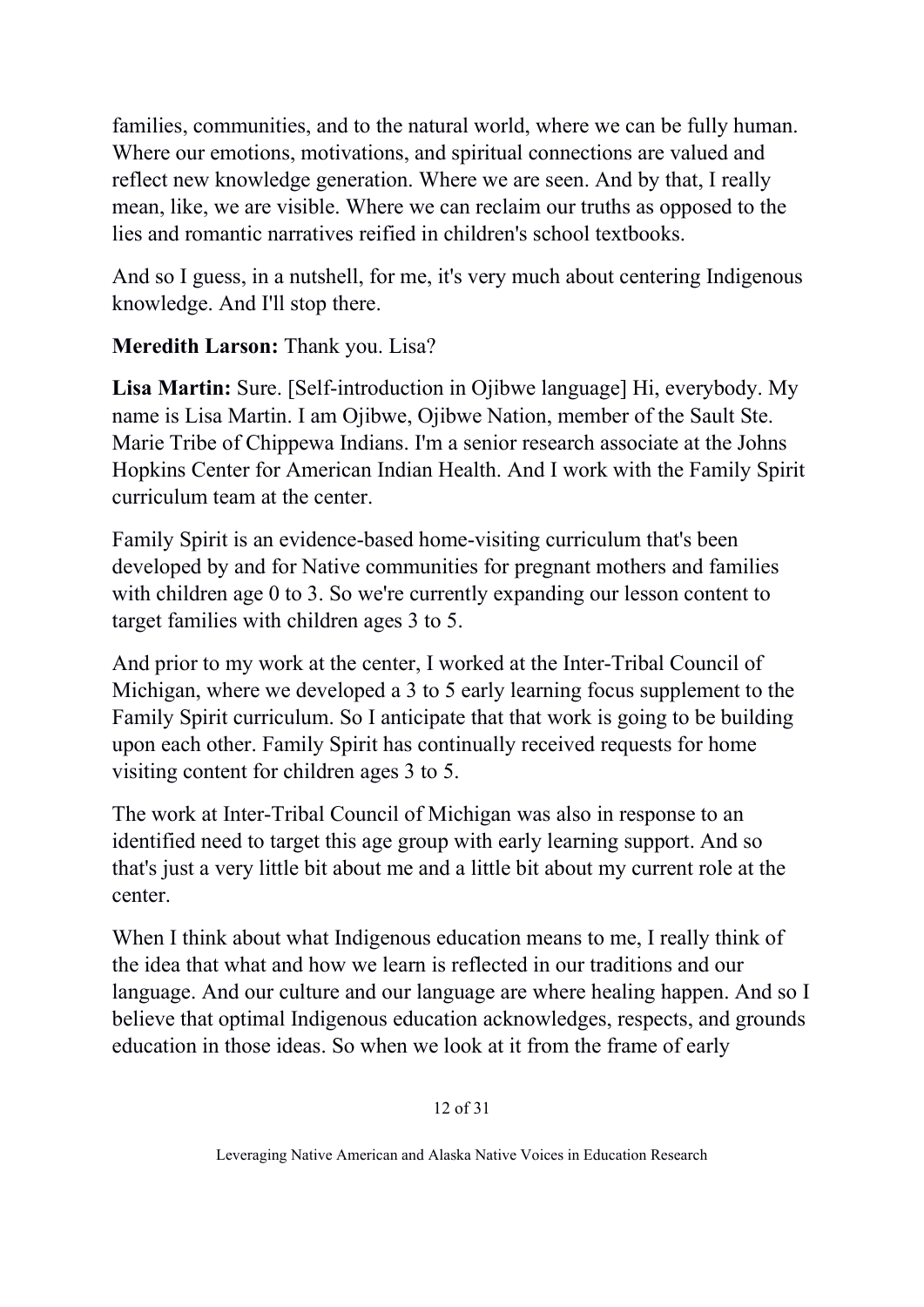families, communities, and to the natural world, where we can be fully human. Where our emotions, motivations, and spiritual connections are valued and reflect new knowledge generation. Where we are seen. And by that, I really mean, like, we are visible. Where we can reclaim our truths as opposed to the lies and romantic narratives reified in children's school textbooks.

And so I guess, in a nutshell, for me, it's very much about centering Indigenous knowledge. And I'll stop there.

**Meredith Larson:** Thank you. Lisa?

**Lisa Martin:** Sure. [Self-introduction in Ojibwe language] Hi, everybody. My name is Lisa Martin. I am Ojibwe, Ojibwe Nation, member of the Sault Ste. Marie Tribe of Chippewa Indians. I'm a senior research associate at the Johns Hopkins Center for American Indian Health. And I work with the Family Spirit curriculum team at the center.

Family Spirit is an evidence-based home-visiting curriculum that's been developed by and for Native communities for pregnant mothers and families with children age 0 to 3. So we're currently expanding our lesson content to target families with children ages 3 to 5.

And prior to my work at the center, I worked at the Inter-Tribal Council of Michigan, where we developed a 3 to 5 early learning focus supplement to the Family Spirit curriculum. So I anticipate that that work is going to be building upon each other. Family Spirit has continually received requests for home visiting content for children ages 3 to 5.

The work at Inter-Tribal Council of Michigan was also in response to an identified need to target this age group with early learning support. And so that's just a very little bit about me and a little bit about my current role at the center.

When I think about what Indigenous education means to me, I really think of the idea that what and how we learn is reflected in our traditions and our language. And our culture and our language are where healing happen. And so I believe that optimal Indigenous education acknowledges, respects, and grounds education in those ideas. So when we look at it from the frame of early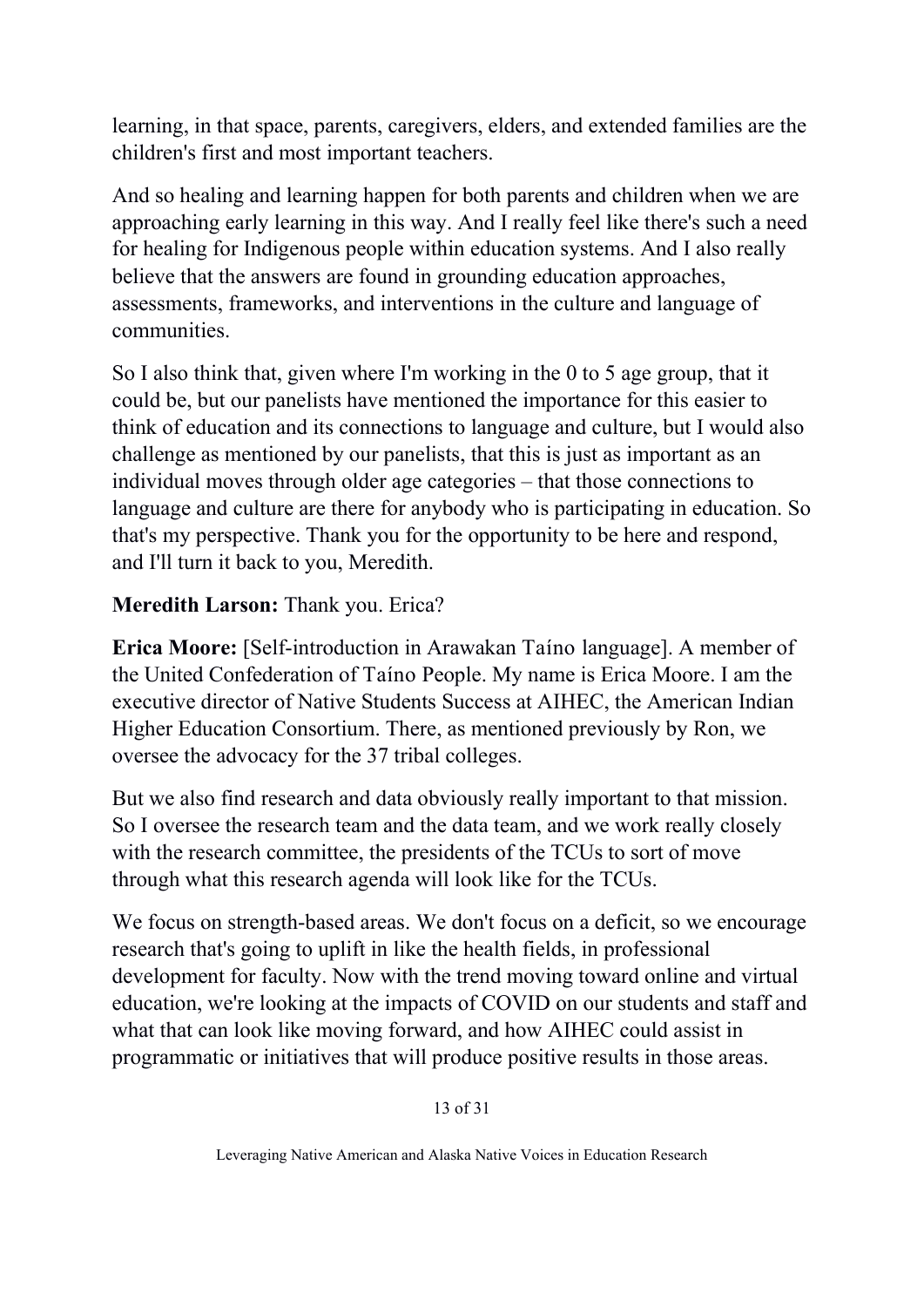learning, in that space, parents, caregivers, elders, and extended families are the children's first and most important teachers.

And so healing and learning happen for both parents and children when we are approaching early learning in this way. And I really feel like there's such a need for healing for Indigenous people within education systems. And I also really believe that the answers are found in grounding education approaches, assessments, frameworks, and interventions in the culture and language of communities.

So I also think that, given where I'm working in the 0 to 5 age group, that it could be, but our panelists have mentioned the importance for this easier to think of education and its connections to language and culture, but I would also challenge as mentioned by our panelists, that this is just as important as an individual moves through older age categories – that those connections to language and culture are there for anybody who is participating in education. So that's my perspective. Thank you for the opportunity to be here and respond, and I'll turn it back to you, Meredith.

**Meredith Larson:** Thank you. Erica?

**Erica Moore:** [Self-introduction in Arawakan Taíno language]. A member of the United Confederation of Taíno People. My name is Erica Moore. I am the executive director of Native Students Success at AIHEC, the American Indian Higher Education Consortium. There, as mentioned previously by Ron, we oversee the advocacy for the 37 tribal colleges.

But we also find research and data obviously really important to that mission. So I oversee the research team and the data team, and we work really closely with the research committee, the presidents of the TCUs to sort of move through what this research agenda will look like for the TCUs.

We focus on strength-based areas. We don't focus on a deficit, so we encourage research that's going to uplift in like the health fields, in professional development for faculty. Now with the trend moving toward online and virtual education, we're looking at the impacts of COVID on our students and staff and what that can look like moving forward, and how AIHEC could assist in programmatic or initiatives that will produce positive results in those areas.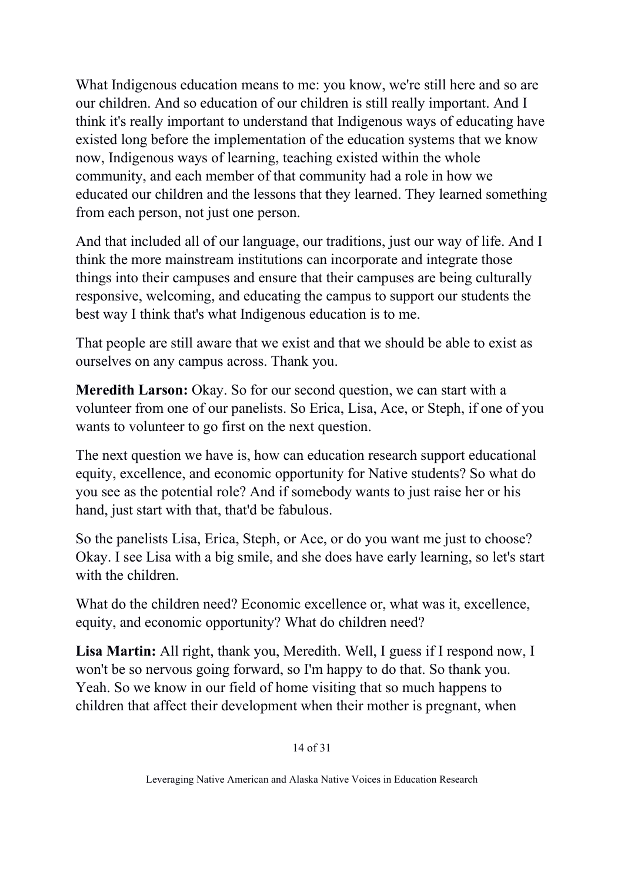What Indigenous education means to me: you know, we're still here and so are our children. And so education of our children is still really important. And I think it's really important to understand that Indigenous ways of educating have existed long before the implementation of the education systems that we know now, Indigenous ways of learning, teaching existed within the whole community, and each member of that community had a role in how we educated our children and the lessons that they learned. They learned something from each person, not just one person.

And that included all of our language, our traditions, just our way of life. And I think the more mainstream institutions can incorporate and integrate those things into their campuses and ensure that their campuses are being culturally responsive, welcoming, and educating the campus to support our students the best way I think that's what Indigenous education is to me.

That people are still aware that we exist and that we should be able to exist as ourselves on any campus across. Thank you.

**Meredith Larson:** Okay. So for our second question, we can start with a volunteer from one of our panelists. So Erica, Lisa, Ace, or Steph, if one of you wants to volunteer to go first on the next question.

The next question we have is, how can education research support educational equity, excellence, and economic opportunity for Native students? So what do you see as the potential role? And if somebody wants to just raise her or his hand, just start with that, that'd be fabulous.

So the panelists Lisa, Erica, Steph, or Ace, or do you want me just to choose? Okay. I see Lisa with a big smile, and she does have early learning, so let's start with the children.

What do the children need? Economic excellence or, what was it, excellence, equity, and economic opportunity? What do children need?

**Lisa Martin:** All right, thank you, Meredith. Well, I guess if I respond now, I won't be so nervous going forward, so I'm happy to do that. So thank you. Yeah. So we know in our field of home visiting that so much happens to children that affect their development when their mother is pregnant, when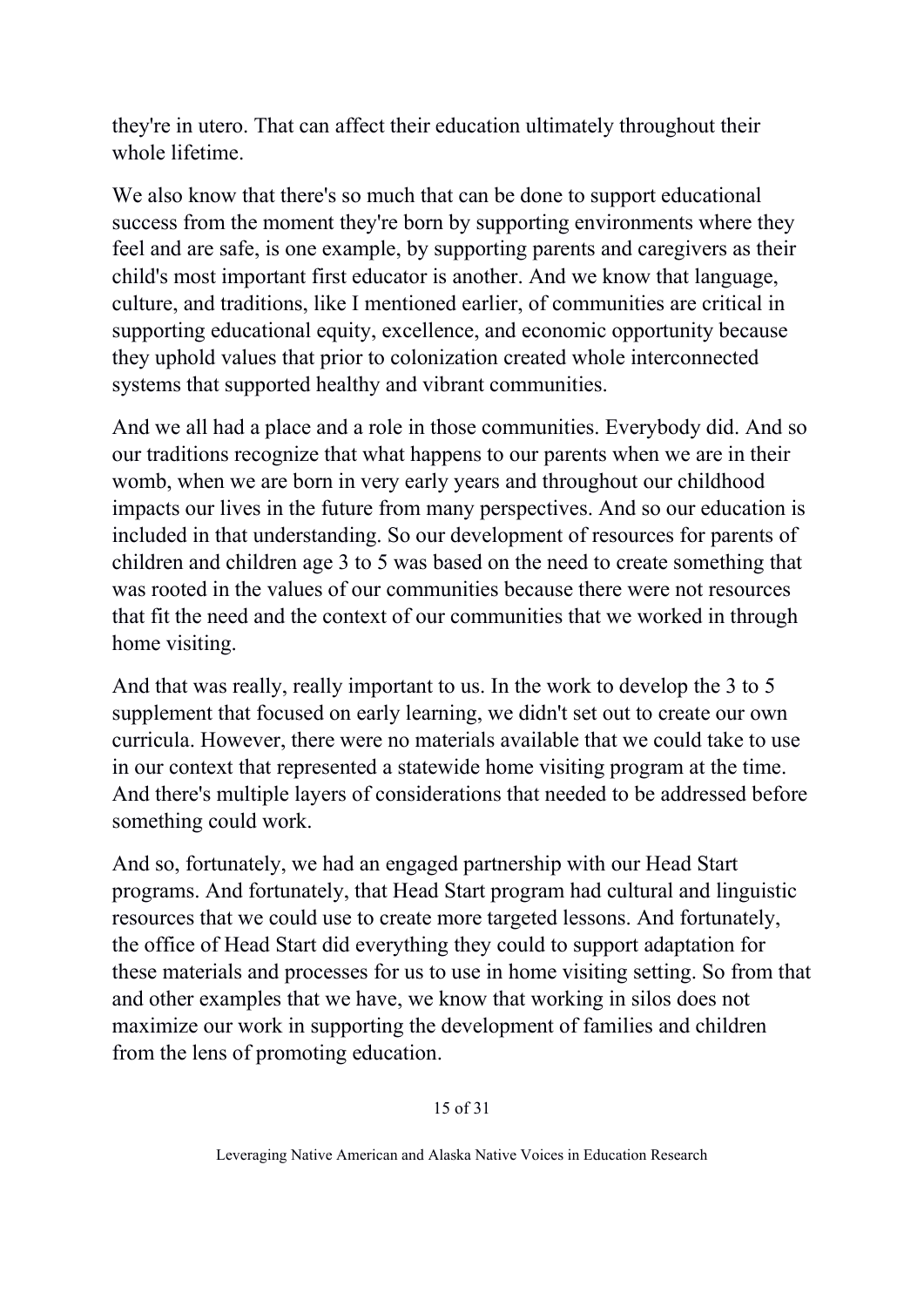they're in utero. That can affect their education ultimately throughout their whole lifetime.

We also know that there's so much that can be done to support educational success from the moment they're born by supporting environments where they feel and are safe, is one example, by supporting parents and caregivers as their child's most important first educator is another. And we know that language, culture, and traditions, like I mentioned earlier, of communities are critical in supporting educational equity, excellence, and economic opportunity because they uphold values that prior to colonization created whole interconnected systems that supported healthy and vibrant communities.

And we all had a place and a role in those communities. Everybody did. And so our traditions recognize that what happens to our parents when we are in their womb, when we are born in very early years and throughout our childhood impacts our lives in the future from many perspectives. And so our education is included in that understanding. So our development of resources for parents of children and children age 3 to 5 was based on the need to create something that was rooted in the values of our communities because there were not resources that fit the need and the context of our communities that we worked in through home visiting.

And that was really, really important to us. In the work to develop the 3 to 5 supplement that focused on early learning, we didn't set out to create our own curricula. However, there were no materials available that we could take to use in our context that represented a statewide home visiting program at the time. And there's multiple layers of considerations that needed to be addressed before something could work.

And so, fortunately, we had an engaged partnership with our Head Start programs. And fortunately, that Head Start program had cultural and linguistic resources that we could use to create more targeted lessons. And fortunately, the office of Head Start did everything they could to support adaptation for these materials and processes for us to use in home visiting setting. So from that and other examples that we have, we know that working in silos does not maximize our work in supporting the development of families and children from the lens of promoting education.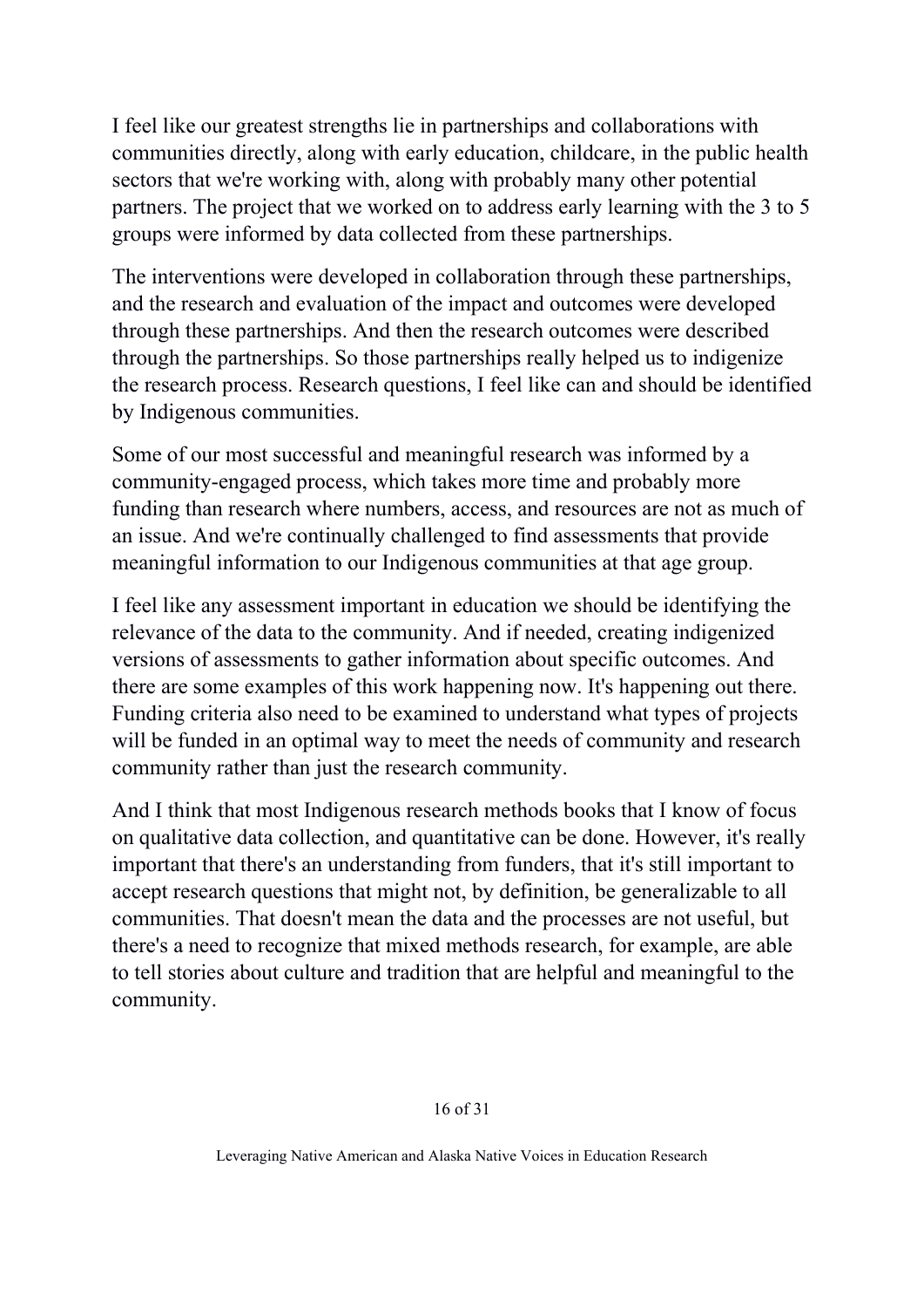I feel like our greatest strengths lie in partnerships and collaborations with communities directly, along with early education, childcare, in the public health sectors that we're working with, along with probably many other potential partners. The project that we worked on to address early learning with the 3 to 5 groups were informed by data collected from these partnerships.

The interventions were developed in collaboration through these partnerships, and the research and evaluation of the impact and outcomes were developed through these partnerships. And then the research outcomes were described through the partnerships. So those partnerships really helped us to indigenize the research process. Research questions, I feel like can and should be identified by Indigenous communities.

Some of our most successful and meaningful research was informed by a community-engaged process, which takes more time and probably more funding than research where numbers, access, and resources are not as much of an issue. And we're continually challenged to find assessments that provide meaningful information to our Indigenous communities at that age group.

I feel like any assessment important in education we should be identifying the relevance of the data to the community. And if needed, creating indigenized versions of assessments to gather information about specific outcomes. And there are some examples of this work happening now. It's happening out there. Funding criteria also need to be examined to understand what types of projects will be funded in an optimal way to meet the needs of community and research community rather than just the research community.

And I think that most Indigenous research methods books that I know of focus on qualitative data collection, and quantitative can be done. However, it's really important that there's an understanding from funders, that it's still important to accept research questions that might not, by definition, be generalizable to all communities. That doesn't mean the data and the processes are not useful, but there's a need to recognize that mixed methods research, for example, are able to tell stories about culture and tradition that are helpful and meaningful to the community.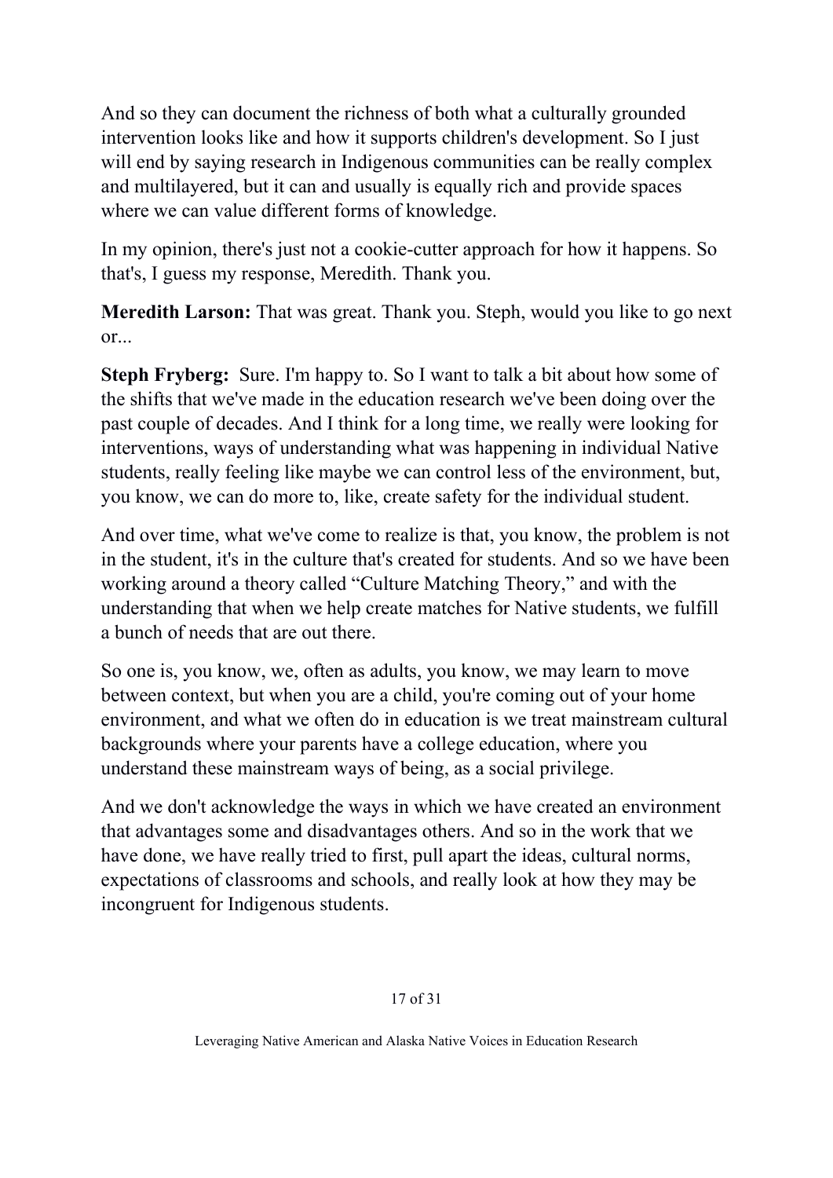And so they can document the richness of both what a culturally grounded intervention looks like and how it supports children's development. So I just will end by saying research in Indigenous communities can be really complex and multilayered, but it can and usually is equally rich and provide spaces where we can value different forms of knowledge.

In my opinion, there's just not a cookie-cutter approach for how it happens. So that's, I guess my response, Meredith. Thank you.

**Meredith Larson:** That was great. Thank you. Steph, would you like to go next or...

**Steph Fryberg:** Sure. I'm happy to. So I want to talk a bit about how some of the shifts that we've made in the education research we've been doing over the past couple of decades. And I think for a long time, we really were looking for interventions, ways of understanding what was happening in individual Native students, really feeling like maybe we can control less of the environment, but, you know, we can do more to, like, create safety for the individual student.

And over time, what we've come to realize is that, you know, the problem is not in the student, it's in the culture that's created for students. And so we have been working around a theory called "Culture Matching Theory," and with the understanding that when we help create matches for Native students, we fulfill a bunch of needs that are out there.

So one is, you know, we, often as adults, you know, we may learn to move between context, but when you are a child, you're coming out of your home environment, and what we often do in education is we treat mainstream cultural backgrounds where your parents have a college education, where you understand these mainstream ways of being, as a social privilege.

And we don't acknowledge the ways in which we have created an environment that advantages some and disadvantages others. And so in the work that we have done, we have really tried to first, pull apart the ideas, cultural norms, expectations of classrooms and schools, and really look at how they may be incongruent for Indigenous students.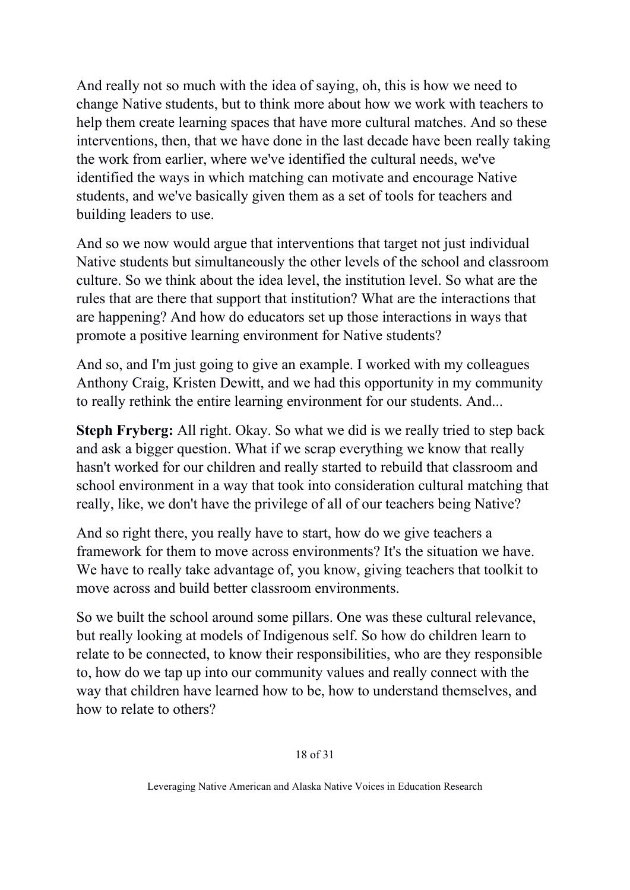And really not so much with the idea of saying, oh, this is how we need to change Native students, but to think more about how we work with teachers to help them create learning spaces that have more cultural matches. And so these interventions, then, that we have done in the last decade have been really taking the work from earlier, where we've identified the cultural needs, we've identified the ways in which matching can motivate and encourage Native students, and we've basically given them as a set of tools for teachers and building leaders to use.

And so we now would argue that interventions that target not just individual Native students but simultaneously the other levels of the school and classroom culture. So we think about the idea level, the institution level. So what are the rules that are there that support that institution? What are the interactions that are happening? And how do educators set up those interactions in ways that promote a positive learning environment for Native students?

And so, and I'm just going to give an example. I worked with my colleagues Anthony Craig, Kristen Dewitt, and we had this opportunity in my community to really rethink the entire learning environment for our students. And...

**Steph Fryberg:** All right. Okay. So what we did is we really tried to step back and ask a bigger question. What if we scrap everything we know that really hasn't worked for our children and really started to rebuild that classroom and school environment in a way that took into consideration cultural matching that really, like, we don't have the privilege of all of our teachers being Native?

And so right there, you really have to start, how do we give teachers a framework for them to move across environments? It's the situation we have. We have to really take advantage of, you know, giving teachers that toolkit to move across and build better classroom environments.

So we built the school around some pillars. One was these cultural relevance, but really looking at models of Indigenous self. So how do children learn to relate to be connected, to know their responsibilities, who are they responsible to, how do we tap up into our community values and really connect with the way that children have learned how to be, how to understand themselves, and how to relate to others?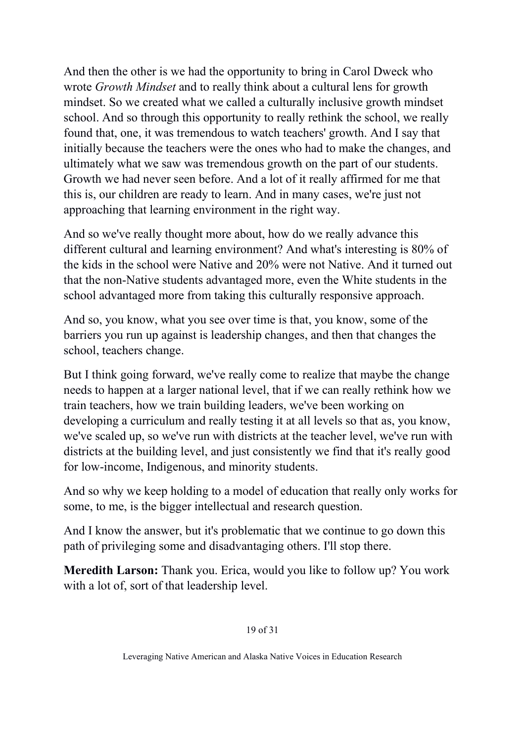And then the other is we had the opportunity to bring in Carol Dweck who wrote *Growth Mindset* and to really think about a cultural lens for growth mindset. So we created what we called a culturally inclusive growth mindset school. And so through this opportunity to really rethink the school, we really found that, one, it was tremendous to watch teachers' growth. And I say that initially because the teachers were the ones who had to make the changes, and ultimately what we saw was tremendous growth on the part of our students. Growth we had never seen before. And a lot of it really affirmed for me that this is, our children are ready to learn. And in many cases, we're just not approaching that learning environment in the right way.

And so we've really thought more about, how do we really advance this different cultural and learning environment? And what's interesting is 80% of the kids in the school were Native and 20% were not Native. And it turned out that the non-Native students advantaged more, even the White students in the school advantaged more from taking this culturally responsive approach.

And so, you know, what you see over time is that, you know, some of the barriers you run up against is leadership changes, and then that changes the school, teachers change.

But I think going forward, we've really come to realize that maybe the change needs to happen at a larger national level, that if we can really rethink how we train teachers, how we train building leaders, we've been working on developing a curriculum and really testing it at all levels so that as, you know, we've scaled up, so we've run with districts at the teacher level, we've run with districts at the building level, and just consistently we find that it's really good for low-income, Indigenous, and minority students.

And so why we keep holding to a model of education that really only works for some, to me, is the bigger intellectual and research question.

And I know the answer, but it's problematic that we continue to go down this path of privileging some and disadvantaging others. I'll stop there.

**Meredith Larson:** Thank you. Erica, would you like to follow up? You work with a lot of, sort of that leadership level.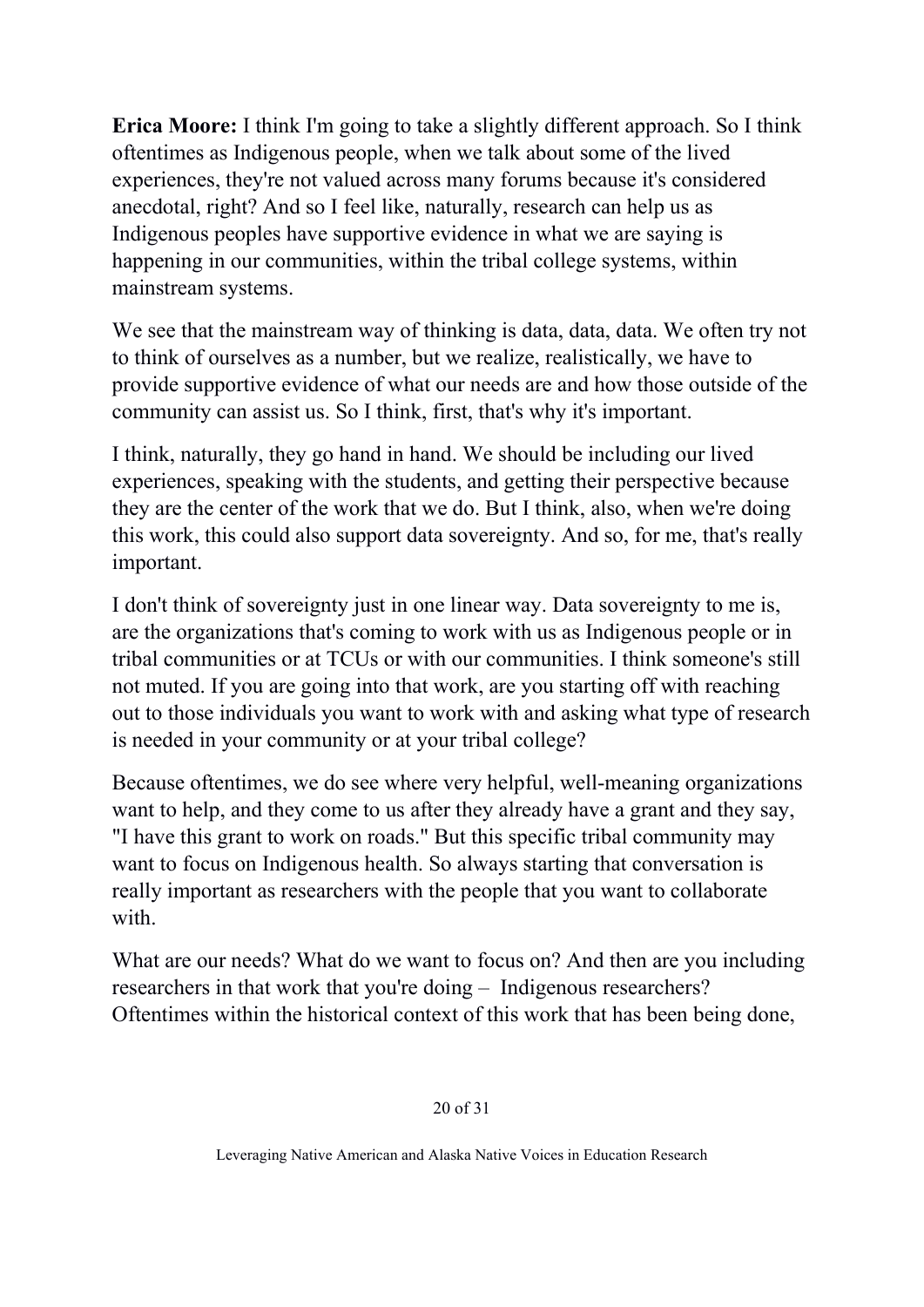**Erica Moore:** I think I'm going to take a slightly different approach. So I think oftentimes as Indigenous people, when we talk about some of the lived experiences, they're not valued across many forums because it's considered anecdotal, right? And so I feel like, naturally, research can help us as Indigenous peoples have supportive evidence in what we are saying is happening in our communities, within the tribal college systems, within mainstream systems.

We see that the mainstream way of thinking is data, data, data. We often try not to think of ourselves as a number, but we realize, realistically, we have to provide supportive evidence of what our needs are and how those outside of the community can assist us. So I think, first, that's why it's important.

I think, naturally, they go hand in hand. We should be including our lived experiences, speaking with the students, and getting their perspective because they are the center of the work that we do. But I think, also, when we're doing this work, this could also support data sovereignty. And so, for me, that's really important.

I don't think of sovereignty just in one linear way. Data sovereignty to me is, are the organizations that's coming to work with us as Indigenous people or in tribal communities or at TCUs or with our communities. I think someone's still not muted. If you are going into that work, are you starting off with reaching out to those individuals you want to work with and asking what type of research is needed in your community or at your tribal college?

Because oftentimes, we do see where very helpful, well-meaning organizations want to help, and they come to us after they already have a grant and they say, "I have this grant to work on roads." But this specific tribal community may want to focus on Indigenous health. So always starting that conversation is really important as researchers with the people that you want to collaborate with.

What are our needs? What do we want to focus on? And then are you including researchers in that work that you're doing – Indigenous researchers? Oftentimes within the historical context of this work that has been being done,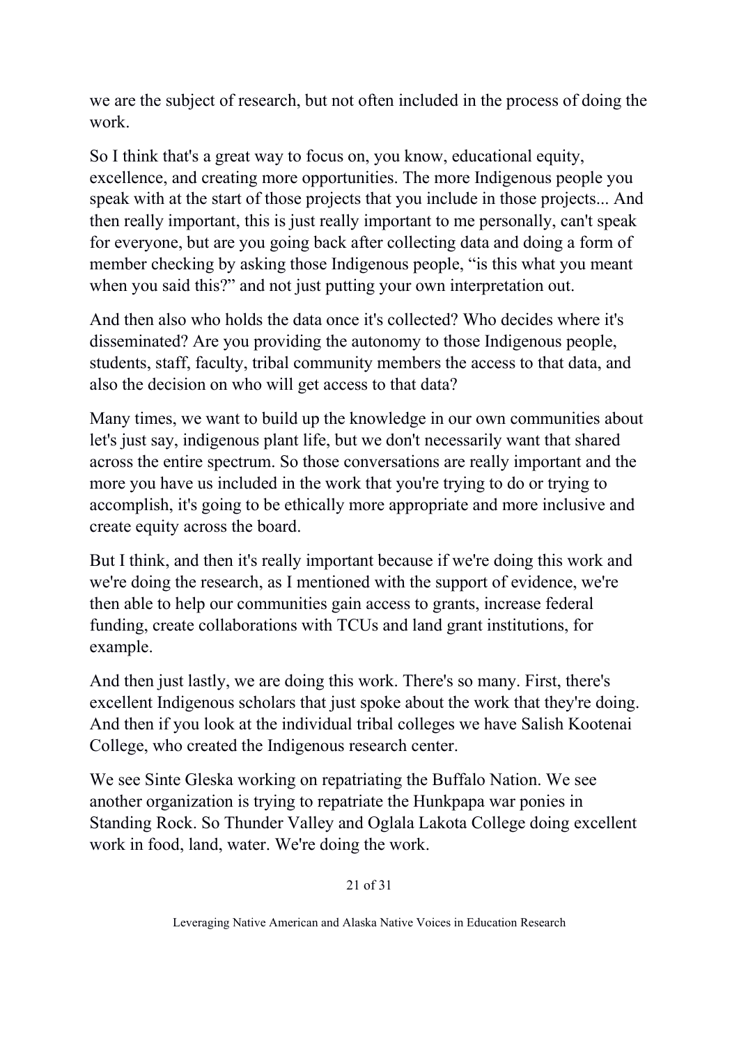we are the subject of research, but not often included in the process of doing the work.

So I think that's a great way to focus on, you know, educational equity, excellence, and creating more opportunities. The more Indigenous people you speak with at the start of those projects that you include in those projects... And then really important, this is just really important to me personally, can't speak for everyone, but are you going back after collecting data and doing a form of member checking by asking those Indigenous people, "is this what you meant when you said this?" and not just putting your own interpretation out.

And then also who holds the data once it's collected? Who decides where it's disseminated? Are you providing the autonomy to those Indigenous people, students, staff, faculty, tribal community members the access to that data, and also the decision on who will get access to that data?

Many times, we want to build up the knowledge in our own communities about let's just say, indigenous plant life, but we don't necessarily want that shared across the entire spectrum. So those conversations are really important and the more you have us included in the work that you're trying to do or trying to accomplish, it's going to be ethically more appropriate and more inclusive and create equity across the board.

But I think, and then it's really important because if we're doing this work and we're doing the research, as I mentioned with the support of evidence, we're then able to help our communities gain access to grants, increase federal funding, create collaborations with TCUs and land grant institutions, for example.

And then just lastly, we are doing this work. There's so many. First, there's excellent Indigenous scholars that just spoke about the work that they're doing. And then if you look at the individual tribal colleges we have Salish Kootenai College, who created the Indigenous research center.

We see Sinte Gleska working on repatriating the Buffalo Nation. We see another organization is trying to repatriate the Hunkpapa war ponies in Standing Rock. So Thunder Valley and Oglala Lakota College doing excellent work in food, land, water. We're doing the work.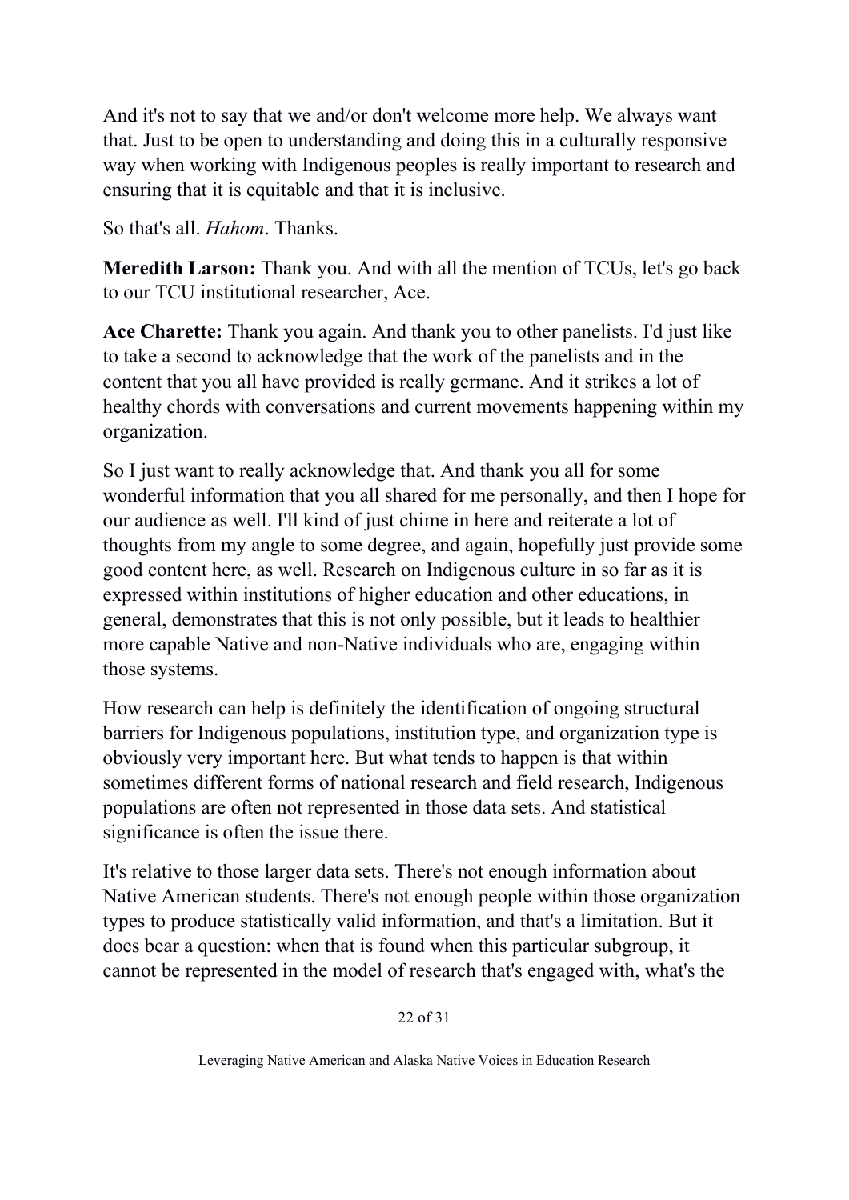And it's not to say that we and/or don't welcome more help. We always want that. Just to be open to understanding and doing this in a culturally responsive way when working with Indigenous peoples is really important to research and ensuring that it is equitable and that it is inclusive.

So that's all. *Hahom*. Thanks.

**Meredith Larson:** Thank you. And with all the mention of TCUs, let's go back to our TCU institutional researcher, Ace.

**Ace Charette:** Thank you again. And thank you to other panelists. I'd just like to take a second to acknowledge that the work of the panelists and in the content that you all have provided is really germane. And it strikes a lot of healthy chords with conversations and current movements happening within my organization.

So I just want to really acknowledge that. And thank you all for some wonderful information that you all shared for me personally, and then I hope for our audience as well. I'll kind of just chime in here and reiterate a lot of thoughts from my angle to some degree, and again, hopefully just provide some good content here, as well. Research on Indigenous culture in so far as it is expressed within institutions of higher education and other educations, in general, demonstrates that this is not only possible, but it leads to healthier more capable Native and non-Native individuals who are, engaging within those systems.

How research can help is definitely the identification of ongoing structural barriers for Indigenous populations, institution type, and organization type is obviously very important here. But what tends to happen is that within sometimes different forms of national research and field research, Indigenous populations are often not represented in those data sets. And statistical significance is often the issue there.

It's relative to those larger data sets. There's not enough information about Native American students. There's not enough people within those organization types to produce statistically valid information, and that's a limitation. But it does bear a question: when that is found when this particular subgroup, it cannot be represented in the model of research that's engaged with, what's the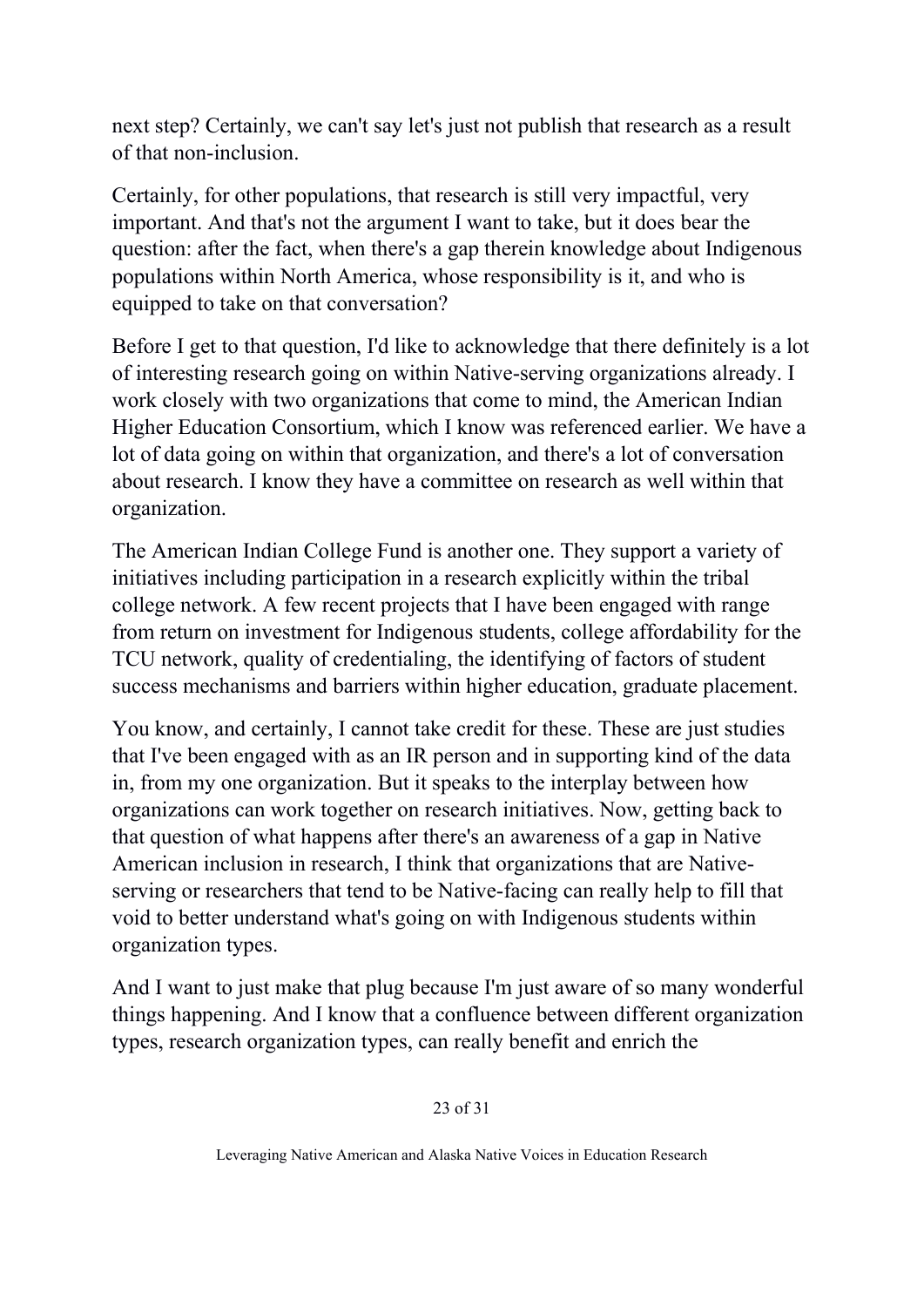next step? Certainly, we can't say let's just not publish that research as a result of that non-inclusion.

Certainly, for other populations, that research is still very impactful, very important. And that's not the argument I want to take, but it does bear the question: after the fact, when there's a gap therein knowledge about Indigenous populations within North America, whose responsibility is it, and who is equipped to take on that conversation?

Before I get to that question, I'd like to acknowledge that there definitely is a lot of interesting research going on within Native-serving organizations already. I work closely with two organizations that come to mind, the American Indian Higher Education Consortium, which I know was referenced earlier. We have a lot of data going on within that organization, and there's a lot of conversation about research. I know they have a committee on research as well within that organization.

The American Indian College Fund is another one. They support a variety of initiatives including participation in a research explicitly within the tribal college network. A few recent projects that I have been engaged with range from return on investment for Indigenous students, college affordability for the TCU network, quality of credentialing, the identifying of factors of student success mechanisms and barriers within higher education, graduate placement.

You know, and certainly, I cannot take credit for these. These are just studies that I've been engaged with as an IR person and in supporting kind of the data in, from my one organization. But it speaks to the interplay between how organizations can work together on research initiatives. Now, getting back to that question of what happens after there's an awareness of a gap in Native American inclusion in research, I think that organizations that are Native-serving or researchers that tend to be Native-facing can really help to fill that void to better understand what's going on with Indigenous students within organization types.

And I want to just make that plug because I'm just aware of so many wonderful things happening. And I know that a confluence between different organization types, research organization types, can really benefit and enrich the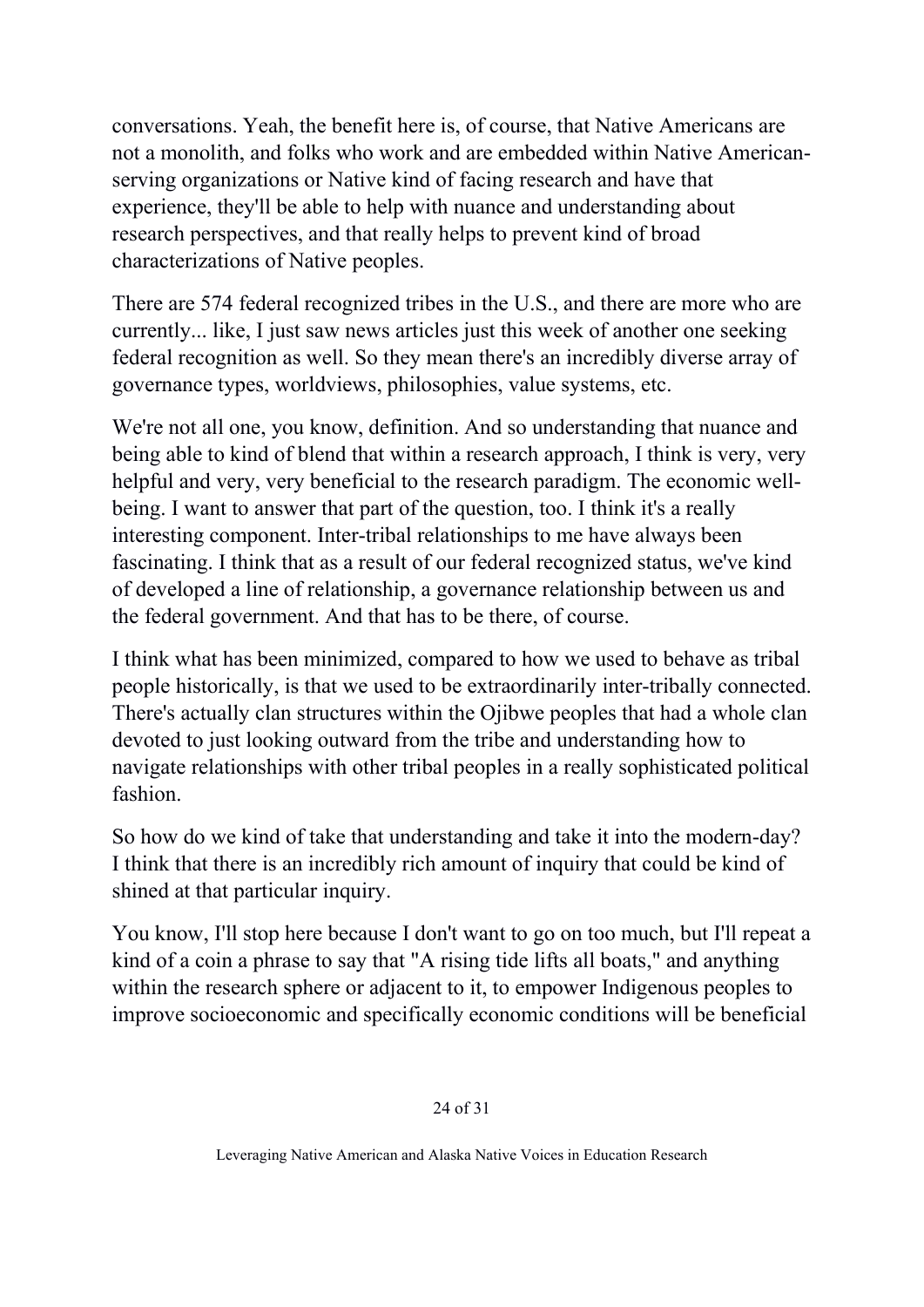conversations. Yeah, the benefit here is, of course, that Native Americans are not a monolith, and folks who work and are embedded within Native American-serving organizations or Native kind of facing research and have that experience, they'll be able to help with nuance and understanding about research perspectives, and that really helps to prevent kind of broad characterizations of Native peoples.

There are 574 federal recognized tribes in the U.S., and there are more who are currently... like, I just saw news articles just this week of another one seeking federal recognition as well. So they mean there's an incredibly diverse array of governance types, worldviews, philosophies, value systems, etc.

We're not all one, you know, definition. And so understanding that nuance and being able to kind of blend that within a research approach, I think is very, very helpful and very, very beneficial to the research paradigm. The economic well-being. I want to answer that part of the question, too. I think it's a really interesting component. Inter-tribal relationships to me have always been fascinating. I think that as a result of our federal recognized status, we've kind of developed a line of relationship, a governance relationship between us and the federal government. And that has to be there, of course.

I think what has been minimized, compared to how we used to behave as tribal people historically, is that we used to be extraordinarily inter-tribally connected. There's actually clan structures within the Ojibwe peoples that had a whole clan devoted to just looking outward from the tribe and understanding how to navigate relationships with other tribal peoples in a really sophisticated political fashion.

So how do we kind of take that understanding and take it into the modern-day? I think that there is an incredibly rich amount of inquiry that could be kind of shined at that particular inquiry.

You know, I'll stop here because I don't want to go on too much, but I'll repeat a kind of a coin a phrase to say that "A rising tide lifts all boats," and anything within the research sphere or adjacent to it, to empower Indigenous peoples to improve socioeconomic and specifically economic conditions will be beneficial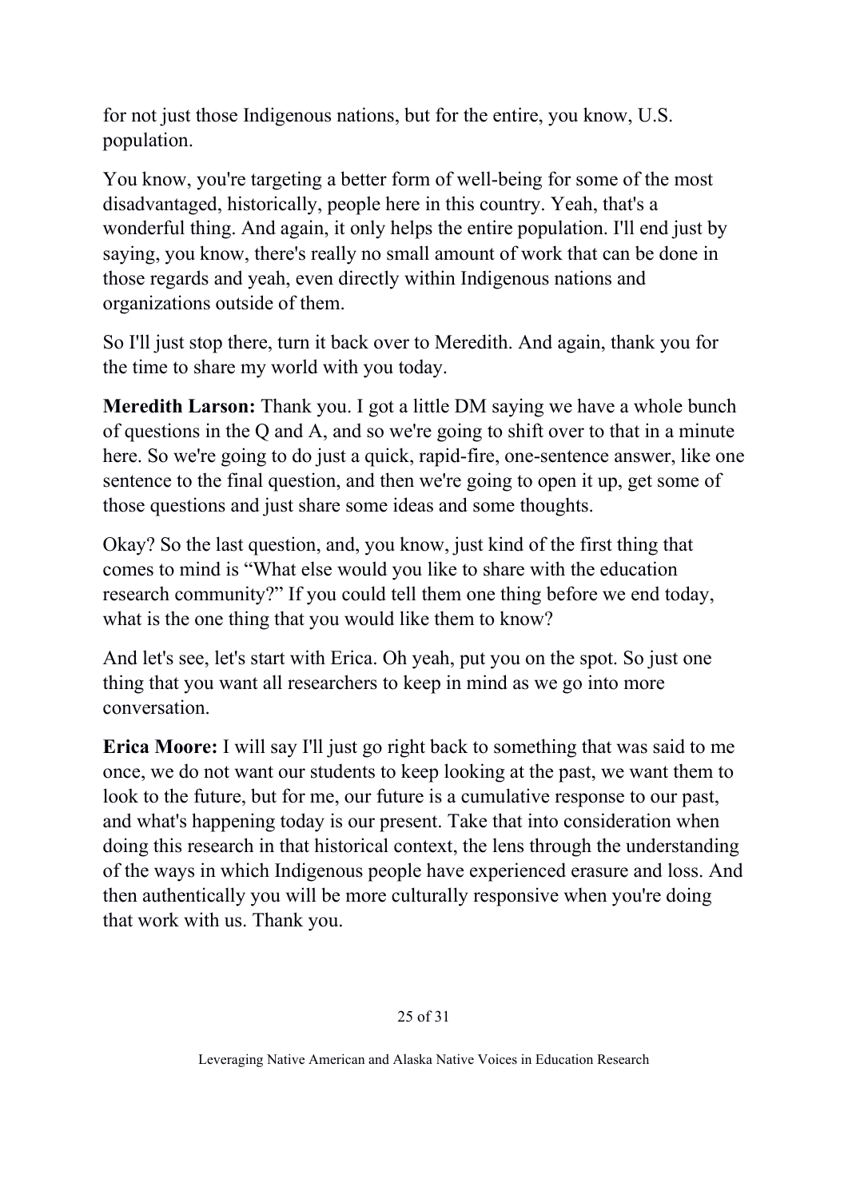for not just those Indigenous nations, but for the entire, you know, U.S. population.

You know, you're targeting a better form of well-being for some of the most disadvantaged, historically, people here in this country. Yeah, that's a wonderful thing. And again, it only helps the entire population. I'll end just by saying, you know, there's really no small amount of work that can be done in those regards and yeah, even directly within Indigenous nations and organizations outside of them.

So I'll just stop there, turn it back over to Meredith. And again, thank you for the time to share my world with you today.

**Meredith Larson:** Thank you. I got a little DM saying we have a whole bunch of questions in the Q and A, and so we're going to shift over to that in a minute here. So we're going to do just a quick, rapid-fire, one-sentence answer, like one sentence to the final question, and then we're going to open it up, get some of those questions and just share some ideas and some thoughts.

Okay? So the last question, and, you know, just kind of the first thing that comes to mind is "What else would you like to share with the education research community?" If you could tell them one thing before we end today, what is the one thing that you would like them to know?

And let's see, let's start with Erica. Oh yeah, put you on the spot. So just one thing that you want all researchers to keep in mind as we go into more conversation.

**Erica Moore:** I will say I'll just go right back to something that was said to me once, we do not want our students to keep looking at the past, we want them to look to the future, but for me, our future is a cumulative response to our past, and what's happening today is our present. Take that into consideration when doing this research in that historical context, the lens through the understanding of the ways in which Indigenous people have experienced erasure and loss. And then authentically you will be more culturally responsive when you're doing that work with us. Thank you.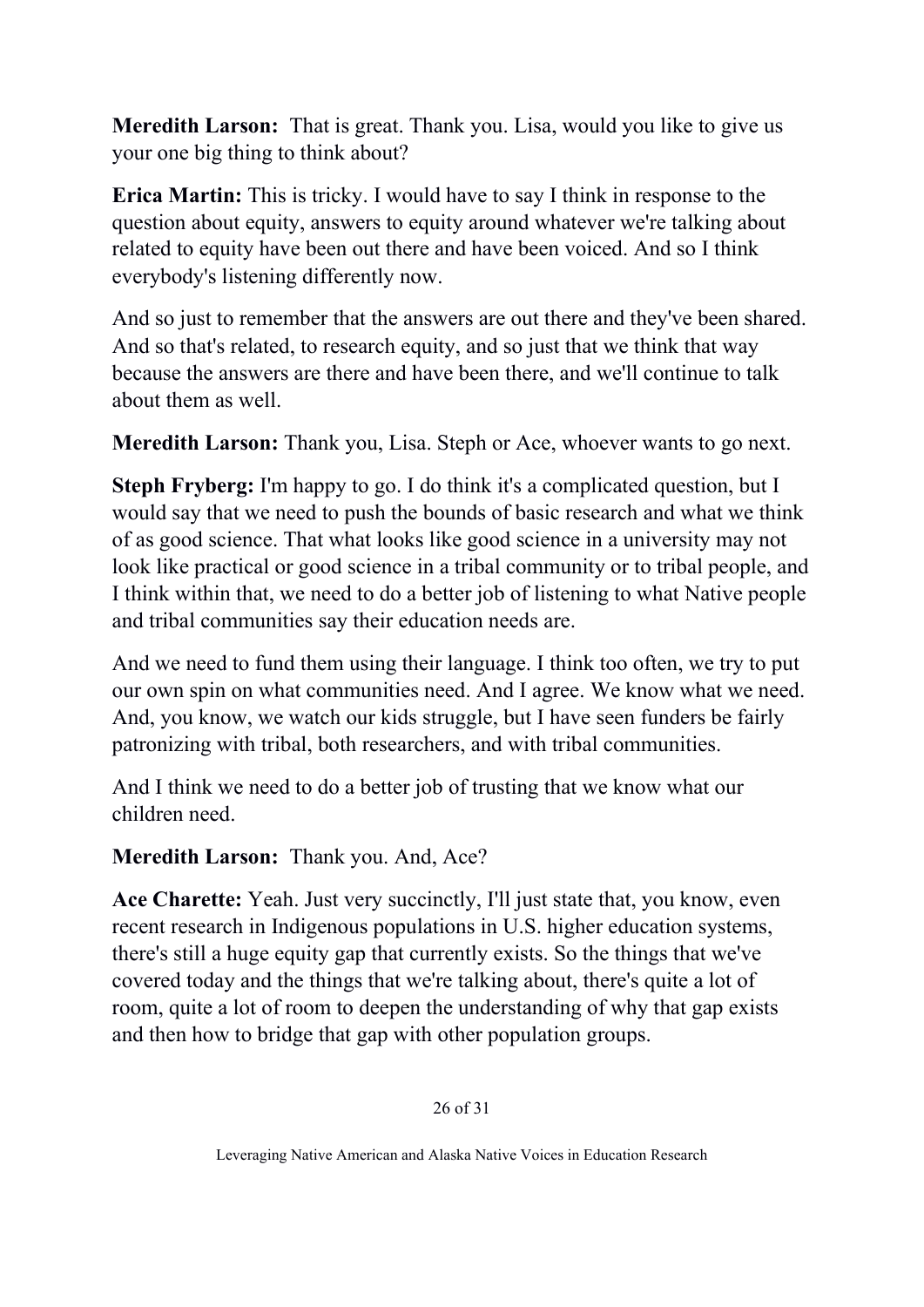**Meredith Larson:** That is great. Thank you. Lisa, would you like to give us your one big thing to think about?

**Erica Martin:** This is tricky. I would have to say I think in response to the question about equity, answers to equity around whatever we're talking about related to equity have been out there and have been voiced. And so I think everybody's listening differently now.

And so just to remember that the answers are out there and they've been shared. And so that's related, to research equity, and so just that we think that way because the answers are there and have been there, and we'll continue to talk about them as well.

**Meredith Larson:** Thank you, Lisa. Steph or Ace, whoever wants to go next.

**Steph Fryberg:** I'm happy to go. I do think it's a complicated question, but I would say that we need to push the bounds of basic research and what we think of as good science. That what looks like good science in a university may not look like practical or good science in a tribal community or to tribal people, and I think within that, we need to do a better job of listening to what Native people and tribal communities say their education needs are.

And we need to fund them using their language. I think too often, we try to put our own spin on what communities need. And I agree. We know what we need. And, you know, we watch our kids struggle, but I have seen funders be fairly patronizing with tribal, both researchers, and with tribal communities.

And I think we need to do a better job of trusting that we know what our children need.

**Meredith Larson:** Thank you. And, Ace?

**Ace Charette:** Yeah. Just very succinctly, I'll just state that, you know, even recent research in Indigenous populations in U.S. higher education systems, there's still a huge equity gap that currently exists. So the things that we've covered today and the things that we're talking about, there's quite a lot of room, quite a lot of room to deepen the understanding of why that gap exists and then how to bridge that gap with other population groups.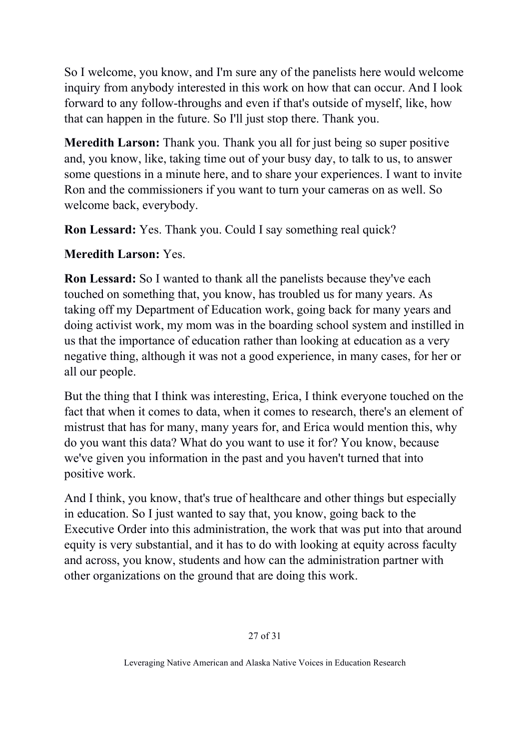So I welcome, you know, and I'm sure any of the panelists here would welcome inquiry from anybody interested in this work on how that can occur. And I look forward to any follow-throughs and even if that's outside of myself, like, how that can happen in the future. So I'll just stop there. Thank you.

**Meredith Larson:** Thank you. Thank you all for just being so super positive and, you know, like, taking time out of your busy day, to talk to us, to answer some questions in a minute here, and to share your experiences. I want to invite Ron and the commissioners if you want to turn your cameras on as well. So welcome back, everybody.

**Ron Lessard:** Yes. Thank you. Could I say something real quick?

**Meredith Larson:** Yes.

**Ron Lessard:** So I wanted to thank all the panelists because they've each touched on something that, you know, has troubled us for many years. As taking off my Department of Education work, going back for many years and doing activist work, my mom was in the boarding school system and instilled in us that the importance of education rather than looking at education as a very negative thing, although it was not a good experience, in many cases, for her or all our people.

But the thing that I think was interesting, Erica, I think everyone touched on the fact that when it comes to data, when it comes to research, there's an element of mistrust that has for many, many years for, and Erica would mention this, why do you want this data? What do you want to use it for? You know, because we've given you information in the past and you haven't turned that into positive work.

And I think, you know, that's true of healthcare and other things but especially in education. So I just wanted to say that, you know, going back to the Executive Order into this administration, the work that was put into that around equity is very substantial, and it has to do with looking at equity across faculty and across, you know, students and how can the administration partner with other organizations on the ground that are doing this work.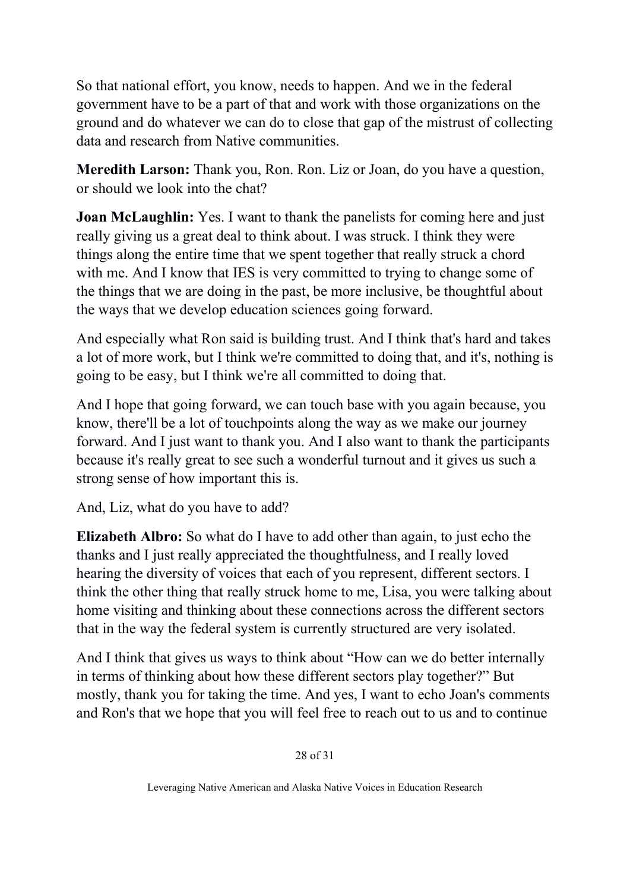So that national effort, you know, needs to happen. And we in the federal government have to be a part of that and work with those organizations on the ground and do whatever we can do to close that gap of the mistrust of collecting data and research from Native communities.

**Meredith Larson:** Thank you, Ron. Ron. Liz or Joan, do you have a question, or should we look into the chat?

**Joan McLaughlin:** Yes. I want to thank the panelists for coming here and just really giving us a great deal to think about. I was struck. I think they were things along the entire time that we spent together that really struck a chord with me. And I know that IES is very committed to trying to change some of the things that we are doing in the past, be more inclusive, be thoughtful about the ways that we develop education sciences going forward.

And especially what Ron said is building trust. And I think that's hard and takes a lot of more work, but I think we're committed to doing that, and it's, nothing is going to be easy, but I think we're all committed to doing that.

And I hope that going forward, we can touch base with you again because, you know, there'll be a lot of touchpoints along the way as we make our journey forward. And I just want to thank you. And I also want to thank the participants because it's really great to see such a wonderful turnout and it gives us such a strong sense of how important this is.

And, Liz, what do you have to add?

**Elizabeth Albro:** So what do I have to add other than again, to just echo the thanks and I just really appreciated the thoughtfulness, and I really loved hearing the diversity of voices that each of you represent, different sectors. I think the other thing that really struck home to me, Lisa, you were talking about home visiting and thinking about these connections across the different sectors that in the way the federal system is currently structured are very isolated.

And I think that gives us ways to think about "How can we do better internally in terms of thinking about how these different sectors play together?" But mostly, thank you for taking the time. And yes, I want to echo Joan's comments and Ron's that we hope that you will feel free to reach out to us and to continue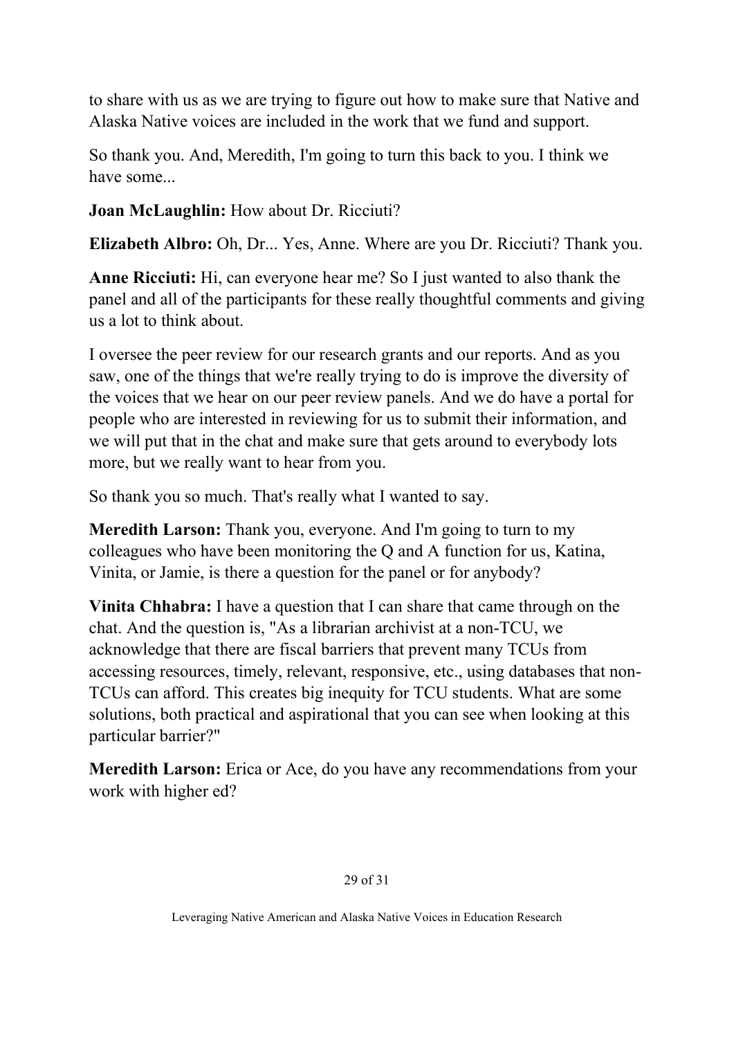to share with us as we are trying to figure out how to make sure that Native and Alaska Native voices are included in the work that we fund and support.

So thank you. And, Meredith, I'm going to turn this back to you. I think we have some...

**Joan McLaughlin:** How about Dr. Ricciuti?

**Elizabeth Albro:** Oh, Dr... Yes, Anne. Where are you Dr. Ricciuti? Thank you.

**Anne Ricciuti:** Hi, can everyone hear me? So I just wanted to also thank the panel and all of the participants for these really thoughtful comments and giving us a lot to think about.

I oversee the peer review for our research grants and our reports. And as you saw, one of the things that we're really trying to do is improve the diversity of the voices that we hear on our peer review panels. And we do have a portal for people who are interested in reviewing for us to submit their information, and we will put that in the chat and make sure that gets around to everybody lots more, but we really want to hear from you.

So thank you so much. That's really what I wanted to say.

**Meredith Larson:** Thank you, everyone. And I'm going to turn to my colleagues who have been monitoring the Q and A function for us, Katina, Vinita, or Jamie, is there a question for the panel or for anybody?

**Vinita Chhabra:** I have a question that I can share that came through on the chat. And the question is, "As a librarian archivist at a non-TCU, we acknowledge that there are fiscal barriers that prevent many TCUs from accessing resources, timely, relevant, responsive, etc., using databases that non-TCUs can afford. This creates big inequity for TCU students. What are some solutions, both practical and aspirational that you can see when looking at this particular barrier?"

**Meredith Larson:** Erica or Ace, do you have any recommendations from your work with higher ed?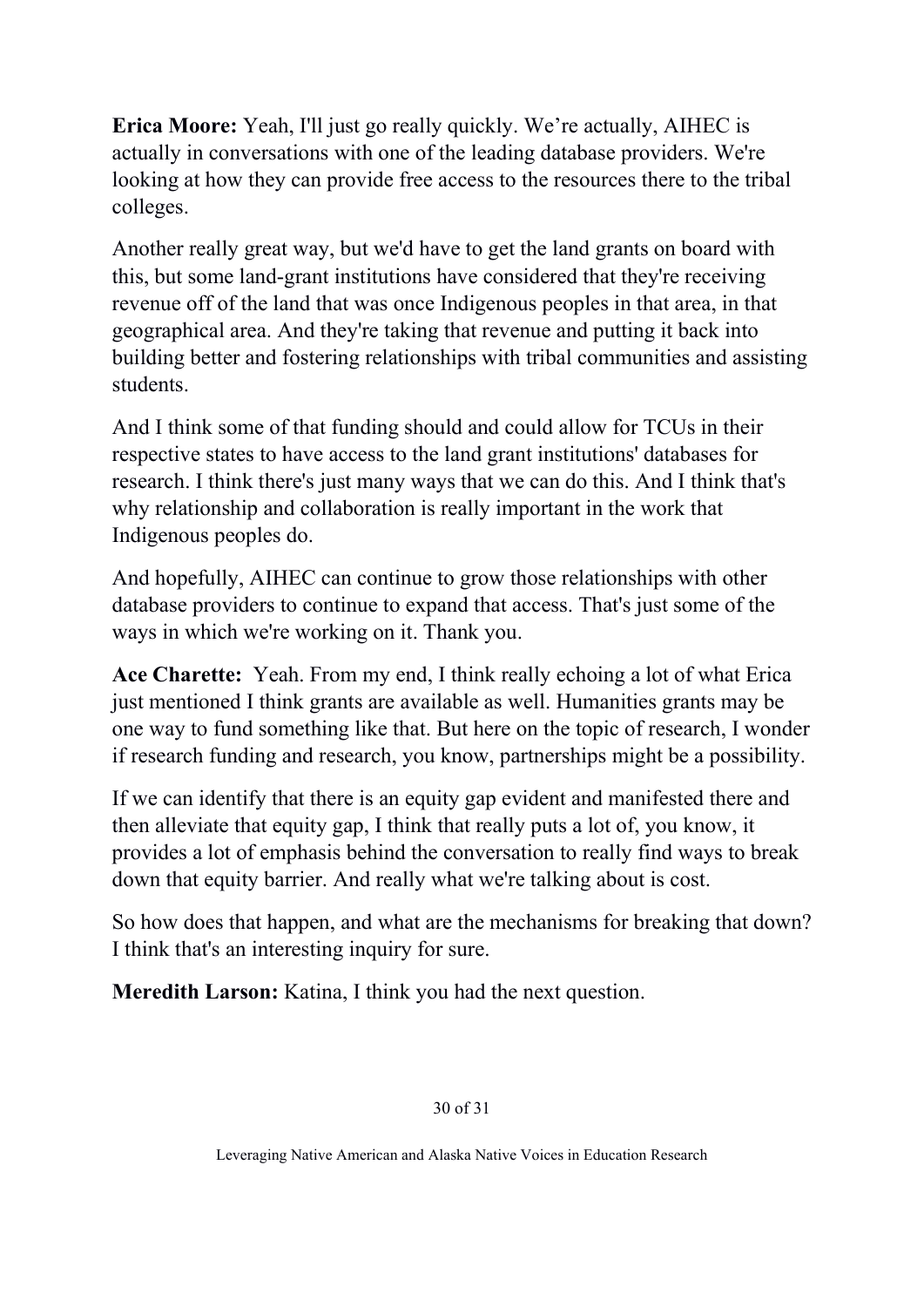**Erica Moore:** Yeah, I'll just go really quickly. We're actually, AIHEC is actually in conversations with one of the leading database providers. We're looking at how they can provide free access to the resources there to the tribal colleges.

Another really great way, but we'd have to get the land grants on board with this, but some land-grant institutions have considered that they're receiving revenue off of the land that was once Indigenous peoples in that area, in that geographical area. And they're taking that revenue and putting it back into building better and fostering relationships with tribal communities and assisting students.

And I think some of that funding should and could allow for TCUs in their respective states to have access to the land grant institutions' databases for research. I think there's just many ways that we can do this. And I think that's why relationship and collaboration is really important in the work that Indigenous peoples do.

And hopefully, AIHEC can continue to grow those relationships with other database providers to continue to expand that access. That's just some of the ways in which we're working on it. Thank you.

**Ace Charette:** Yeah. From my end, I think really echoing a lot of what Erica just mentioned I think grants are available as well. Humanities grants may be one way to fund something like that. But here on the topic of research, I wonder if research funding and research, you know, partnerships might be a possibility.

If we can identify that there is an equity gap evident and manifested there and then alleviate that equity gap, I think that really puts a lot of, you know, it provides a lot of emphasis behind the conversation to really find ways to break down that equity barrier. And really what we're talking about is cost.

So how does that happen, and what are the mechanisms for breaking that down? I think that's an interesting inquiry for sure.

**Meredith Larson:** Katina, I think you had the next question.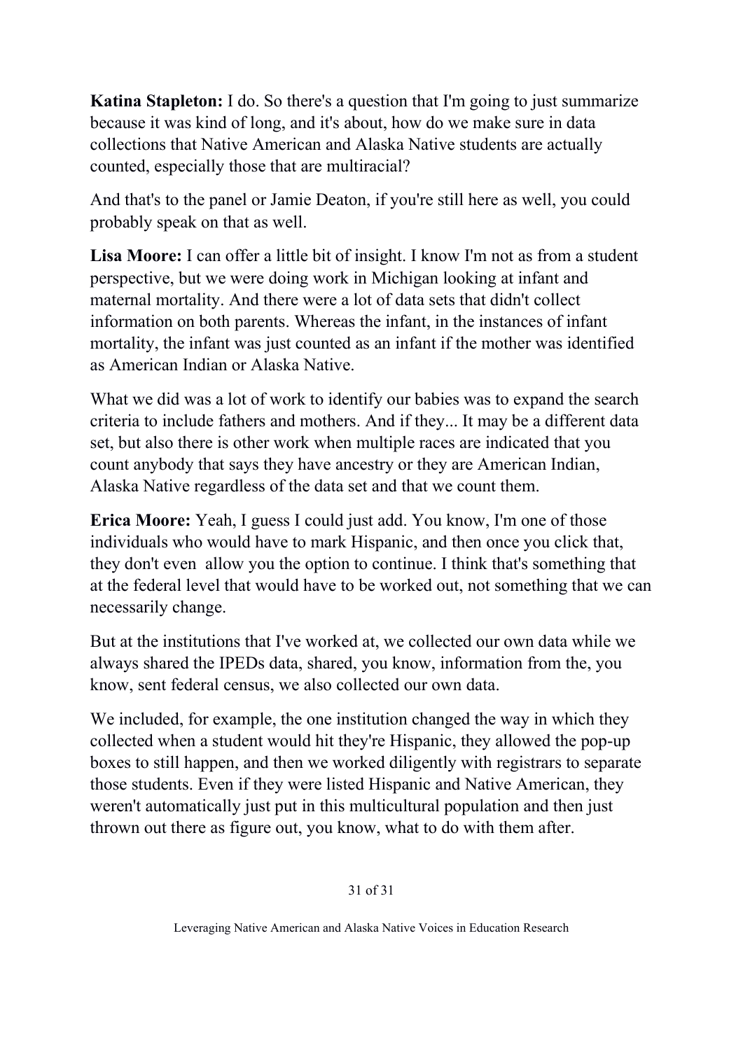**Katina Stapleton:** I do. So there's a question that I'm going to just summarize because it was kind of long, and it's about, how do we make sure in data collections that Native American and Alaska Native students are actually counted, especially those that are multiracial?

And that's to the panel or Jamie Deaton, if you're still here as well, you could probably speak on that as well.

**Lisa Moore:** I can offer a little bit of insight. I know I'm not as from a student perspective, but we were doing work in Michigan looking at infant and maternal mortality. And there were a lot of data sets that didn't collect information on both parents. Whereas the infant, in the instances of infant mortality, the infant was just counted as an infant if the mother was identified as American Indian or Alaska Native.

What we did was a lot of work to identify our babies was to expand the search criteria to include fathers and mothers. And if they... It may be a different data set, but also there is other work when multiple races are indicated that you count anybody that says they have ancestry or they are American Indian, Alaska Native regardless of the data set and that we count them.

**Erica Moore:** Yeah, I guess I could just add. You know, I'm one of those individuals who would have to mark Hispanic, and then once you click that, they don't even allow you the option to continue. I think that's something that at the federal level that would have to be worked out, not something that we can necessarily change.

But at the institutions that I've worked at, we collected our own data while we always shared the IPEDs data, shared, you know, information from the, you know, sent federal census, we also collected our own data.

We included, for example, the one institution changed the way in which they collected when a student would hit they're Hispanic, they allowed the pop-up boxes to still happen, and then we worked diligently with registrars to separate those students. Even if they were listed Hispanic and Native American, they weren't automatically just put in this multicultural population and then just thrown out there as figure out, you know, what to do with them after.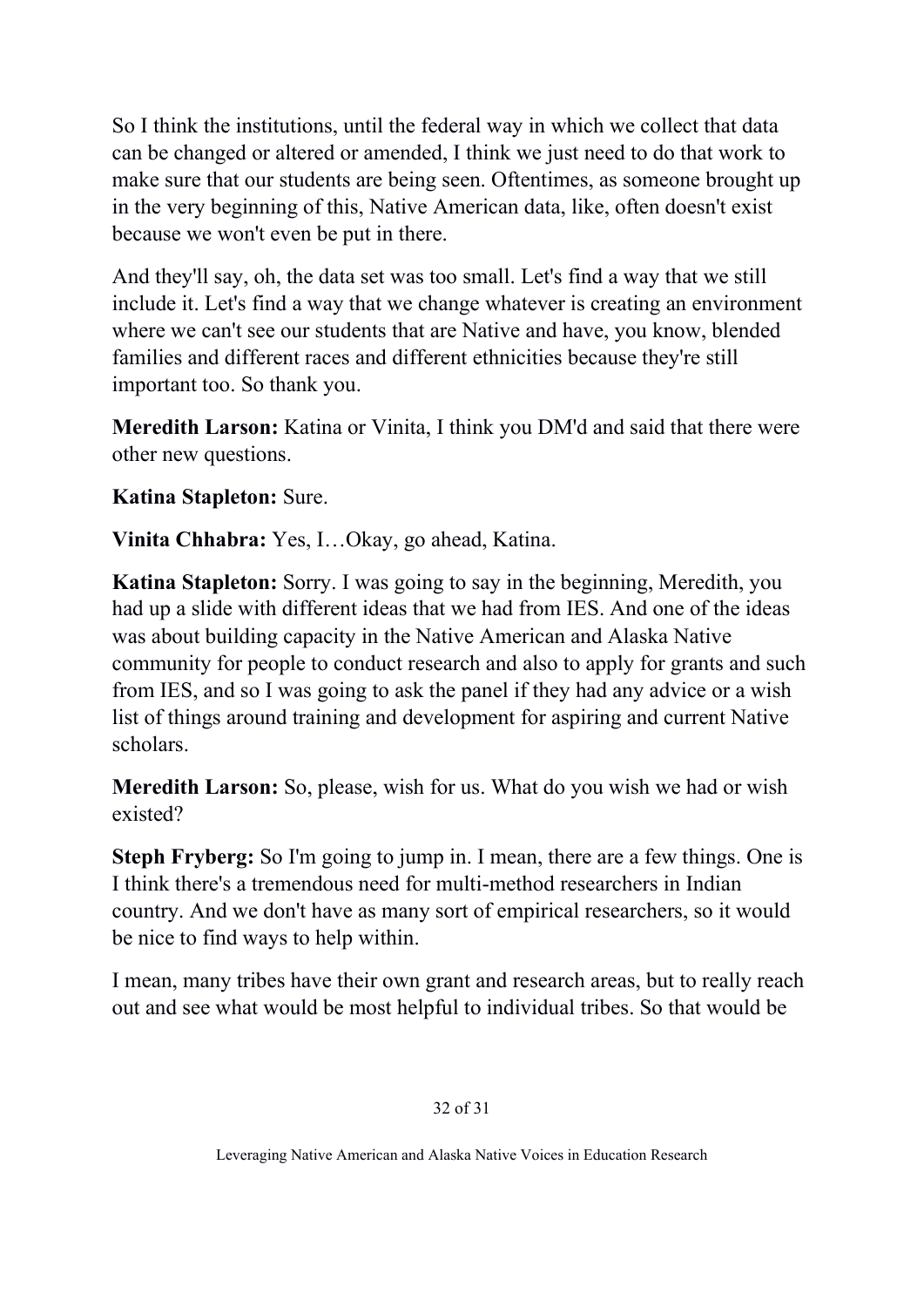So I think the institutions, until the federal way in which we collect that data can be changed or altered or amended, I think we just need to do that work to make sure that our students are being seen. Oftentimes, as someone brought up in the very beginning of this, Native American data, like, often doesn't exist because we won't even be put in there.

And they'll say, oh, the data set was too small. Let's find a way that we still include it. Let's find a way that we change whatever is creating an environment where we can't see our students that are Native and have, you know, blended families and different races and different ethnicities because they're still important too. So thank you.

**Meredith Larson:** Katina or Vinita, I think you DM'd and said that there were other new questions.

**Katina Stapleton:** Sure.

**Vinita Chhabra:** Yes, I…Okay, go ahead, Katina.

**Katina Stapleton:** Sorry. I was going to say in the beginning, Meredith, you had up a slide with different ideas that we had from IES. And one of the ideas was about building capacity in the Native American and Alaska Native community for people to conduct research and also to apply for grants and such from IES, and so I was going to ask the panel if they had any advice or a wish list of things around training and development for aspiring and current Native scholars.

**Meredith Larson:** So, please, wish for us. What do you wish we had or wish existed?

**Steph Fryberg:** So I'm going to jump in. I mean, there are a few things. One is I think there's a tremendous need for multi-method researchers in Indian country. And we don't have as many sort of empirical researchers, so it would be nice to find ways to help within.

I mean, many tribes have their own grant and research areas, but to really reach out and see what would be most helpful to individual tribes. So that would be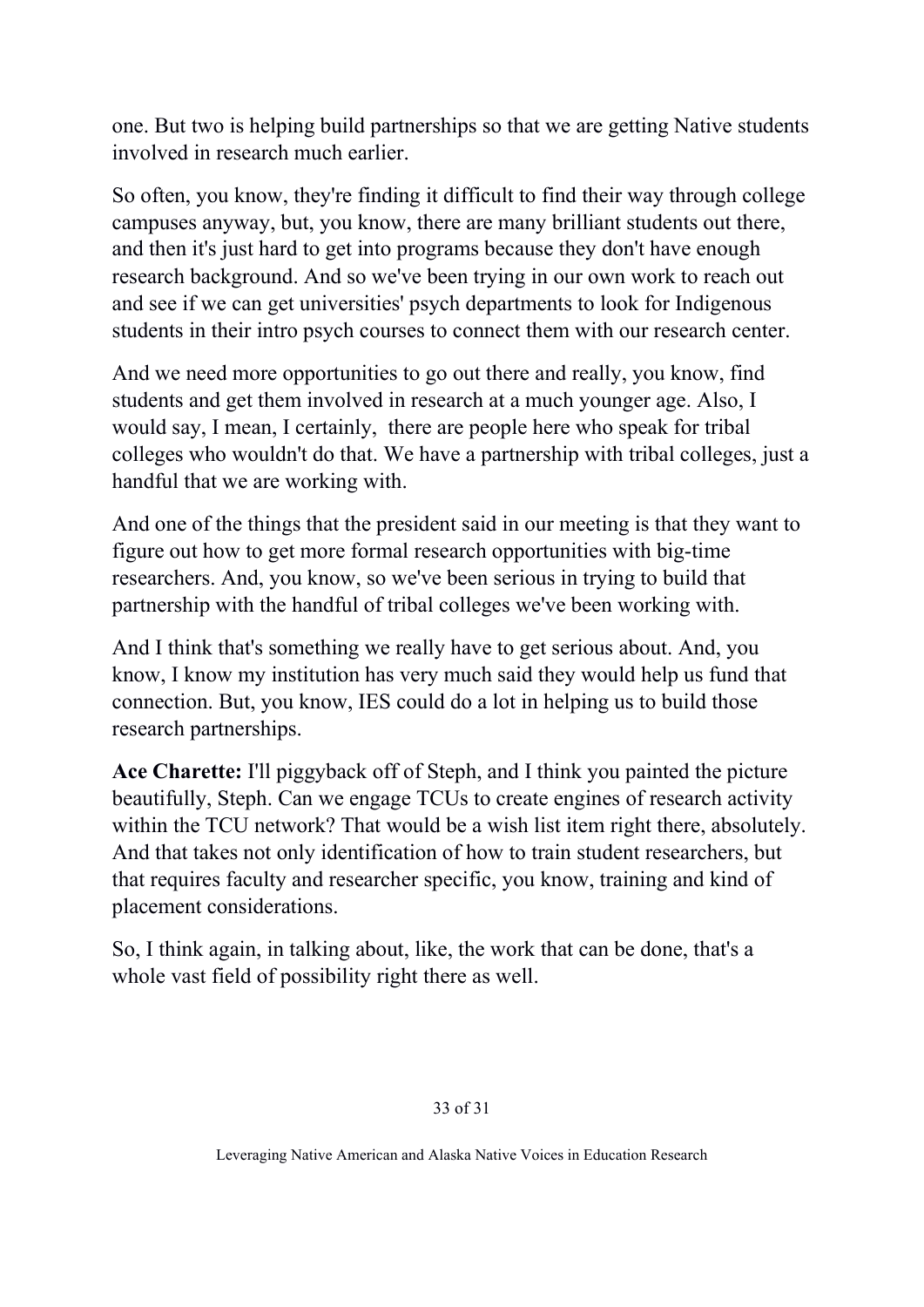one. But two is helping build partnerships so that we are getting Native students involved in research much earlier.

So often, you know, they're finding it difficult to find their way through college campuses anyway, but, you know, there are many brilliant students out there, and then it's just hard to get into programs because they don't have enough research background. And so we've been trying in our own work to reach out and see if we can get universities' psych departments to look for Indigenous students in their intro psych courses to connect them with our research center.

And we need more opportunities to go out there and really, you know, find students and get them involved in research at a much younger age. Also, I would say, I mean, I certainly, there are people here who speak for tribal colleges who wouldn't do that. We have a partnership with tribal colleges, just a handful that we are working with.

And one of the things that the president said in our meeting is that they want to figure out how to get more formal research opportunities with big-time researchers. And, you know, so we've been serious in trying to build that partnership with the handful of tribal colleges we've been working with.

And I think that's something we really have to get serious about. And, you know, I know my institution has very much said they would help us fund that connection. But, you know, IES could do a lot in helping us to build those research partnerships.

**Ace Charette:** I'll piggyback off of Steph, and I think you painted the picture beautifully, Steph. Can we engage TCUs to create engines of research activity within the TCU network? That would be a wish list item right there, absolutely. And that takes not only identification of how to train student researchers, but that requires faculty and researcher specific, you know, training and kind of placement considerations.

So, I think again, in talking about, like, the work that can be done, that's a whole vast field of possibility right there as well.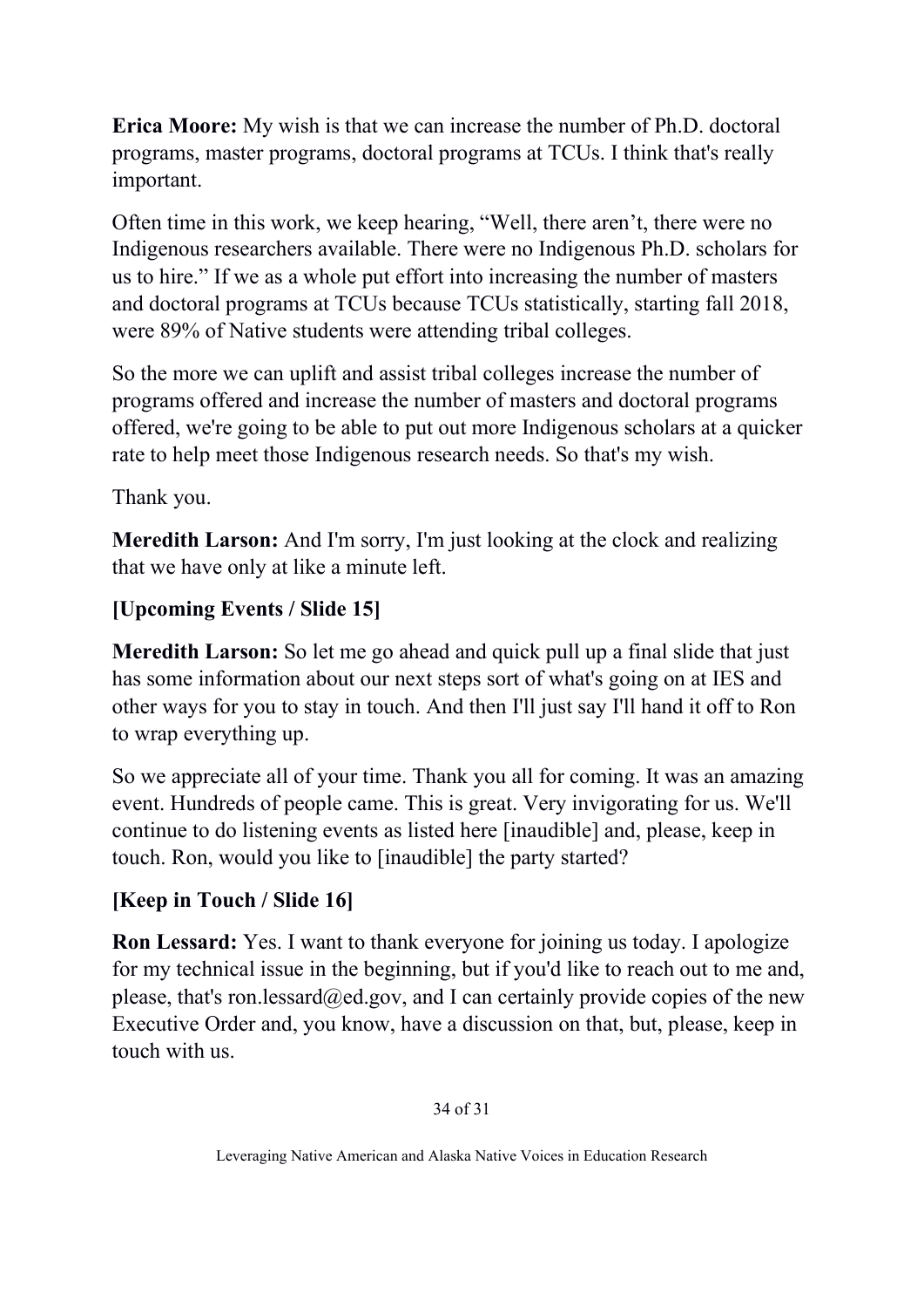**Erica Moore:** My wish is that we can increase the number of Ph.D. doctoral programs, master programs, doctoral programs at TCUs. I think that's really important.

Often time in this work, we keep hearing, "Well, there aren't, there were no Indigenous researchers available. There were no Indigenous Ph.D. scholars for us to hire." If we as a whole put effort into increasing the number of masters and doctoral programs at TCUs because TCUs statistically, starting fall 2018, were 89% of Native students were attending tribal colleges.

So the more we can uplift and assist tribal colleges increase the number of programs offered and increase the number of masters and doctoral programs offered, we're going to be able to put out more Indigenous scholars at a quicker rate to help meet those Indigenous research needs. So that's my wish.

Thank you.

**Meredith Larson:** And I'm sorry, I'm just looking at the clock and realizing that we have only at like a minute left.

**[Upcoming Events / Slide 15]**

**Meredith Larson:** So let me go ahead and quick pull up a final slide that just has some information about our next steps sort of what's going on at IES and other ways for you to stay in touch. And then I'll just say I'll hand it off to Ron to wrap everything up.

So we appreciate all of your time. Thank you all for coming. It was an amazing event. Hundreds of people came. This is great. Very invigorating for us. We'll continue to do listening events as listed here [inaudible] and, please, keep in touch. Ron, would you like to [inaudible] the party started?

**[Keep in Touch / Slide 16]**

**Ron Lessard:** Yes. I want to thank everyone for joining us today. I apologize for my technical issue in the beginning, but if you'd like to reach out to me and, please, that's ron.lessard@ed.gov, and I can certainly provide copies of the new Executive Order and, you know, have a discussion on that, but, please, keep in touch with us.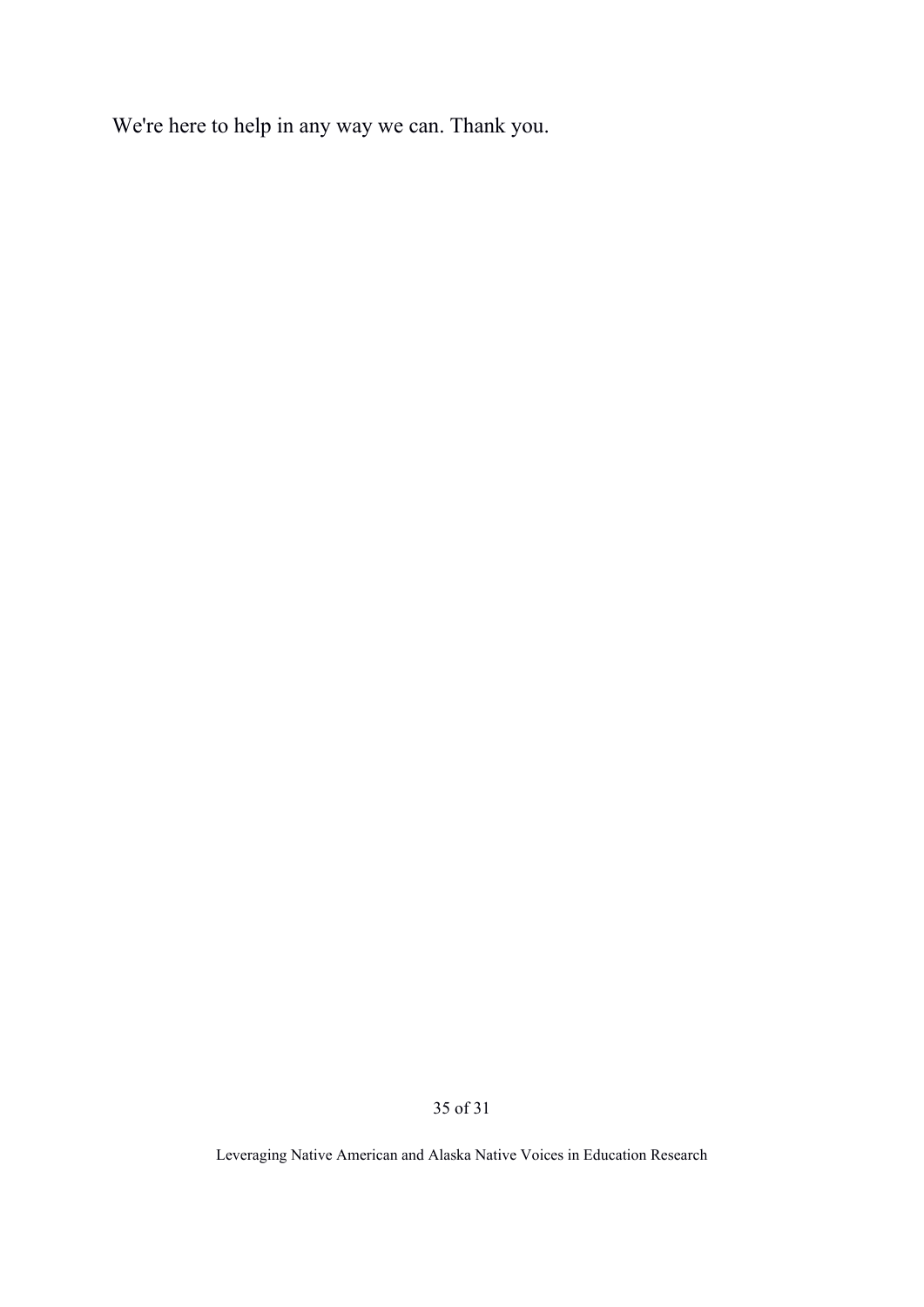We're here to help in any way we can. Thank you.